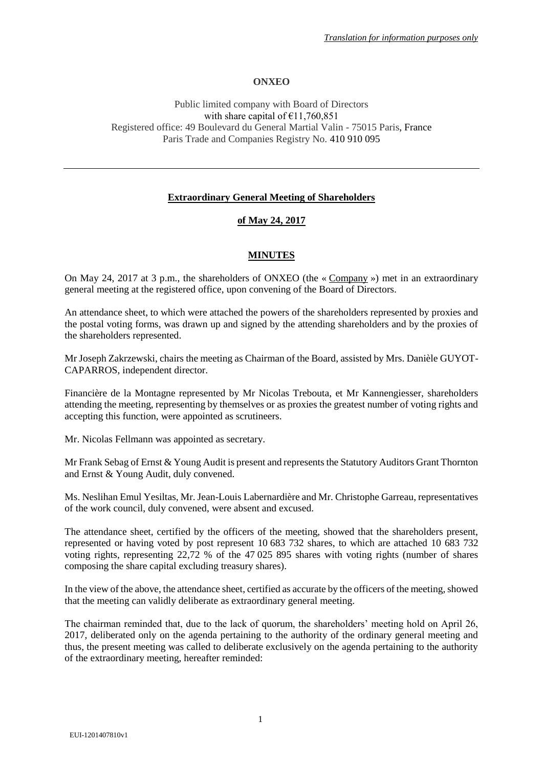*Translation for information purposes only*

**ONXEO**

Public limited company with Board of Directors
with share capital of €11,760,851
Registered office: 49 Boulevard du General Martial Valin - 75015 Paris, France
Paris Trade and Companies Registry No. 410 910 095

---

**Extraordinary General Meeting of Shareholders**

**of May 24, 2017**

**MINUTES**

On May 24, 2017 at 3 p.m., the shareholders of ONXEO (the « Company ») met in an extraordinary general meeting at the registered office, upon convening of the Board of Directors.

An attendance sheet, to which were attached the powers of the shareholders represented by proxies and the postal voting forms, was drawn up and signed by the attending shareholders and by the proxies of the shareholders represented.

Mr Joseph Zakrzewski, chairs the meeting as Chairman of the Board, assisted by Mrs. Danièle GUYOT-CAPARROS, independent director.

Financière de la Montagne represented by Mr Nicolas Trebouta, et Mr Kannengiesser, shareholders attending the meeting, representing by themselves or as proxies the greatest number of voting rights and accepting this function, were appointed as scrutineers.

Mr. Nicolas Fellmann was appointed as secretary.

Mr Frank Sebag of Ernst & Young Audit is present and represents the Statutory Auditors Grant Thornton and Ernst & Young Audit, duly convened.

Ms. Neslihan Emul Yesiltas, Mr. Jean-Louis Labernardière and Mr. Christophe Garreau, representatives of the work council, duly convened, were absent and excused.

The attendance sheet, certified by the officers of the meeting, showed that the shareholders present, represented or having voted by post represent 10 683 732 shares, to which are attached 10 683 732 voting rights, representing 22,72 % of the 47 025 895 shares with voting rights (number of shares composing the share capital excluding treasury shares).

In the view of the above, the attendance sheet, certified as accurate by the officers of the meeting, showed that the meeting can validly deliberate as extraordinary general meeting.

The chairman reminded that, due to the lack of quorum, the shareholders' meeting hold on April 26, 2017, deliberated only on the agenda pertaining to the authority of the ordinary general meeting and thus, the present meeting was called to deliberate exclusively on the agenda pertaining to the authority of the extraordinary meeting, hereafter reminded: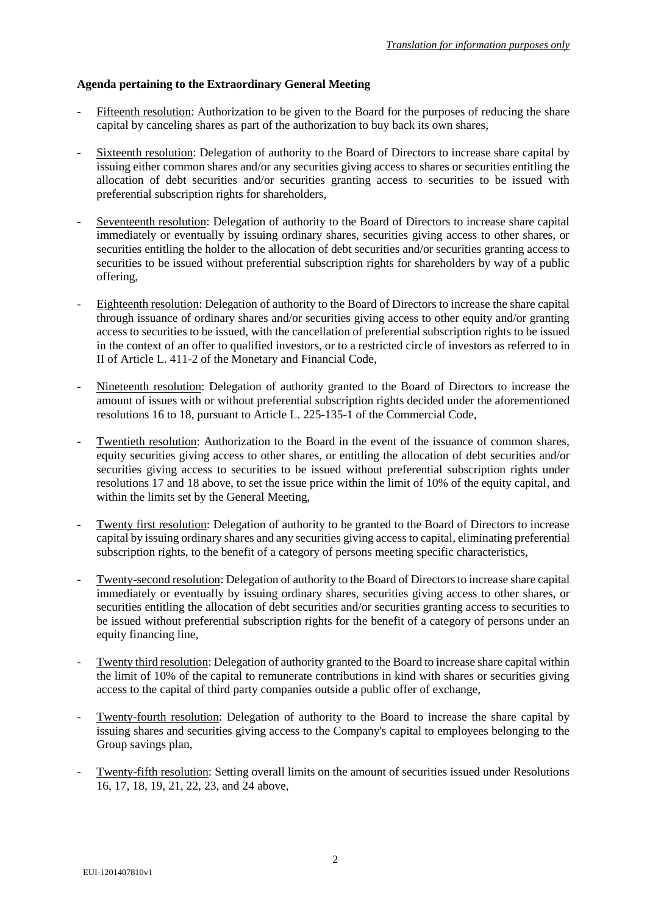*Translation for information purposes only*

**Agenda pertaining to the Extraordinary General Meeting**

- Fifteenth resolution: Authorization to be given to the Board for the purposes of reducing the share capital by canceling shares as part of the authorization to buy back its own shares,

- Sixteenth resolution: Delegation of authority to the Board of Directors to increase share capital by issuing either common shares and/or any securities giving access to shares or securities entitling the allocation of debt securities and/or securities granting access to securities to be issued with preferential subscription rights for shareholders,

- Seventeenth resolution: Delegation of authority to the Board of Directors to increase share capital immediately or eventually by issuing ordinary shares, securities giving access to other shares, or securities entitling the holder to the allocation of debt securities and/or securities granting access to securities to be issued without preferential subscription rights for shareholders by way of a public offering,

- Eighteenth resolution: Delegation of authority to the Board of Directors to increase the share capital through issuance of ordinary shares and/or securities giving access to other equity and/or granting access to securities to be issued, with the cancellation of preferential subscription rights to be issued in the context of an offer to qualified investors, or to a restricted circle of investors as referred to in II of Article L. 411-2 of the Monetary and Financial Code,

- Nineteenth resolution: Delegation of authority granted to the Board of Directors to increase the amount of issues with or without preferential subscription rights decided under the aforementioned resolutions 16 to 18, pursuant to Article L. 225-135-1 of the Commercial Code,

- Twentieth resolution: Authorization to the Board in the event of the issuance of common shares, equity securities giving access to other shares, or entitling the allocation of debt securities and/or securities giving access to securities to be issued without preferential subscription rights under resolutions 17 and 18 above, to set the issue price within the limit of 10% of the equity capital, and within the limits set by the General Meeting,

- Twenty first resolution: Delegation of authority to be granted to the Board of Directors to increase capital by issuing ordinary shares and any securities giving access to capital, eliminating preferential subscription rights, to the benefit of a category of persons meeting specific characteristics,

- Twenty-second resolution: Delegation of authority to the Board of Directors to increase share capital immediately or eventually by issuing ordinary shares, securities giving access to other shares, or securities entitling the allocation of debt securities and/or securities granting access to securities to be issued without preferential subscription rights for the benefit of a category of persons under an equity financing line,

- Twenty third resolution: Delegation of authority granted to the Board to increase share capital within the limit of 10% of the capital to remunerate contributions in kind with shares or securities giving access to the capital of third party companies outside a public offer of exchange,

- Twenty-fourth resolution: Delegation of authority to the Board to increase the share capital by issuing shares and securities giving access to the Company's capital to employees belonging to the Group savings plan,

- Twenty-fifth resolution: Setting overall limits on the amount of securities issued under Resolutions 16, 17, 18, 19, 21, 22, 23, and 24 above,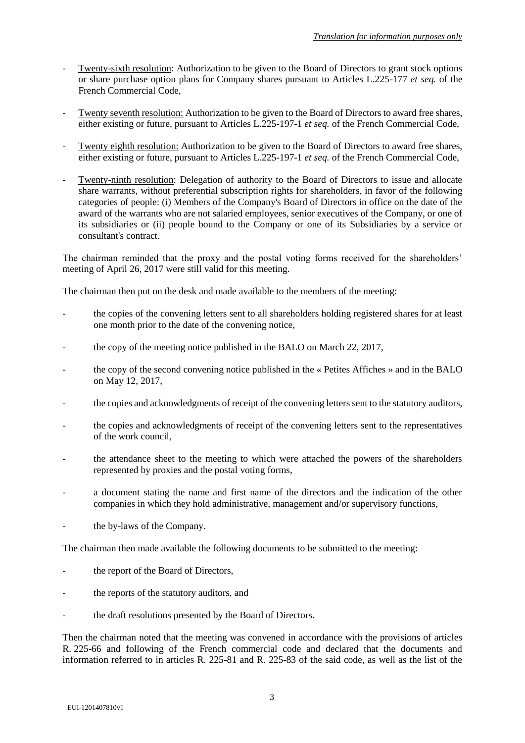- Twenty-sixth resolution: Authorization to be given to the Board of Directors to grant stock options or share purchase option plans for Company shares pursuant to Articles L.225-177 *et seq.* of the French Commercial Code,

- Twenty seventh resolution: Authorization to be given to the Board of Directors to award free shares, either existing or future, pursuant to Articles L.225-197-1 *et seq.* of the French Commercial Code,

- Twenty eighth resolution: Authorization to be given to the Board of Directors to award free shares, either existing or future, pursuant to Articles L.225-197-1 *et seq.* of the French Commercial Code,

- Twenty-ninth resolution: Delegation of authority to the Board of Directors to issue and allocate share warrants, without preferential subscription rights for shareholders, in favor of the following categories of people: (i) Members of the Company's Board of Directors in office on the date of the award of the warrants who are not salaried employees, senior executives of the Company, or one of its subsidiaries or (ii) people bound to the Company or one of its Subsidiaries by a service or consultant's contract.

The chairman reminded that the proxy and the postal voting forms received for the shareholders' meeting of April 26, 2017 were still valid for this meeting.

The chairman then put on the desk and made available to the members of the meeting:

- the copies of the convening letters sent to all shareholders holding registered shares for at least one month prior to the date of the convening notice,

- the copy of the meeting notice published in the BALO on March 22, 2017,

- the copy of the second convening notice published in the « Petites Affiches » and in the BALO on May 12, 2017,

- the copies and acknowledgments of receipt of the convening letters sent to the statutory auditors,

- the copies and acknowledgments of receipt of the convening letters sent to the representatives of the work council,

- the attendance sheet to the meeting to which were attached the powers of the shareholders represented by proxies and the postal voting forms,

- a document stating the name and first name of the directors and the indication of the other companies in which they hold administrative, management and/or supervisory functions,

- the by-laws of the Company.

The chairman then made available the following documents to be submitted to the meeting:

- the report of the Board of Directors,

- the reports of the statutory auditors, and

- the draft resolutions presented by the Board of Directors.

Then the chairman noted that the meeting was convened in accordance with the provisions of articles R. 225-66 and following of the French commercial code and declared that the documents and information referred to in articles R. 225-81 and R. 225-83 of the said code, as well as the list of the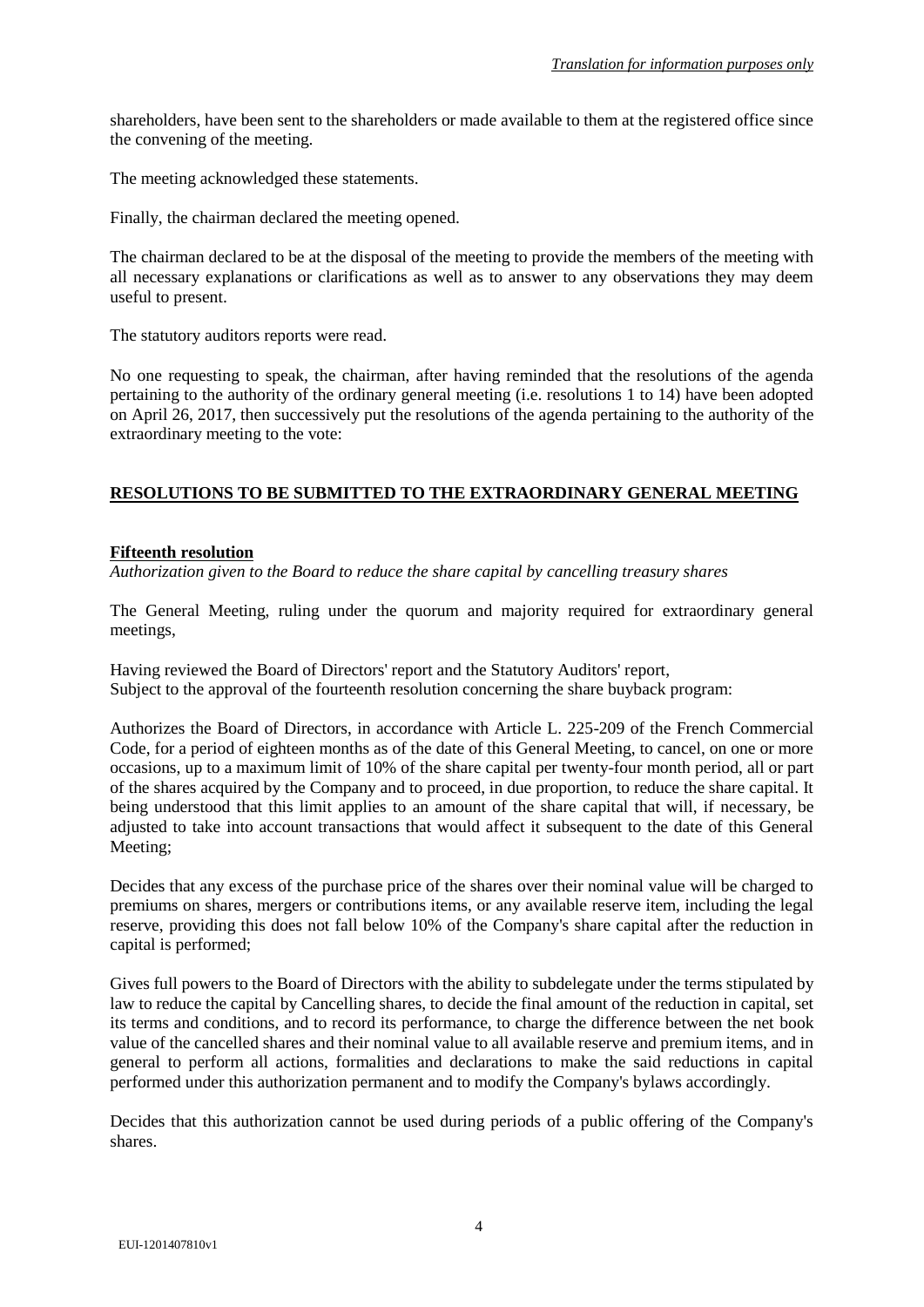shareholders, have been sent to the shareholders or made available to them at the registered office since the convening of the meeting.

The meeting acknowledged these statements.

Finally, the chairman declared the meeting opened.

The chairman declared to be at the disposal of the meeting to provide the members of the meeting with all necessary explanations or clarifications as well as to answer to any observations they may deem useful to present.

The statutory auditors reports were read.

No one requesting to speak, the chairman, after having reminded that the resolutions of the agenda pertaining to the authority of the ordinary general meeting (i.e. resolutions 1 to 14) have been adopted on April 26, 2017, then successively put the resolutions of the agenda pertaining to the authority of the extraordinary meeting to the vote:

## RESOLUTIONS TO BE SUBMITTED TO THE EXTRAORDINARY GENERAL MEETING

### Fifteenth resolution

*Authorization given to the Board to reduce the share capital by cancelling treasury shares*

The General Meeting, ruling under the quorum and majority required for extraordinary general meetings,

Having reviewed the Board of Directors' report and the Statutory Auditors' report,
Subject to the approval of the fourteenth resolution concerning the share buyback program:

Authorizes the Board of Directors, in accordance with Article L. 225-209 of the French Commercial Code, for a period of eighteen months as of the date of this General Meeting, to cancel, on one or more occasions, up to a maximum limit of 10% of the share capital per twenty-four month period, all or part of the shares acquired by the Company and to proceed, in due proportion, to reduce the share capital. It being understood that this limit applies to an amount of the share capital that will, if necessary, be adjusted to take into account transactions that would affect it subsequent to the date of this General Meeting;

Decides that any excess of the purchase price of the shares over their nominal value will be charged to premiums on shares, mergers or contributions items, or any available reserve item, including the legal reserve, providing this does not fall below 10% of the Company's share capital after the reduction in capital is performed;

Gives full powers to the Board of Directors with the ability to subdelegate under the terms stipulated by law to reduce the capital by Cancelling shares, to decide the final amount of the reduction in capital, set its terms and conditions, and to record its performance, to charge the difference between the net book value of the cancelled shares and their nominal value to all available reserve and premium items, and in general to perform all actions, formalities and declarations to make the said reductions in capital performed under this authorization permanent and to modify the Company's bylaws accordingly.

Decides that this authorization cannot be used during periods of a public offering of the Company's shares.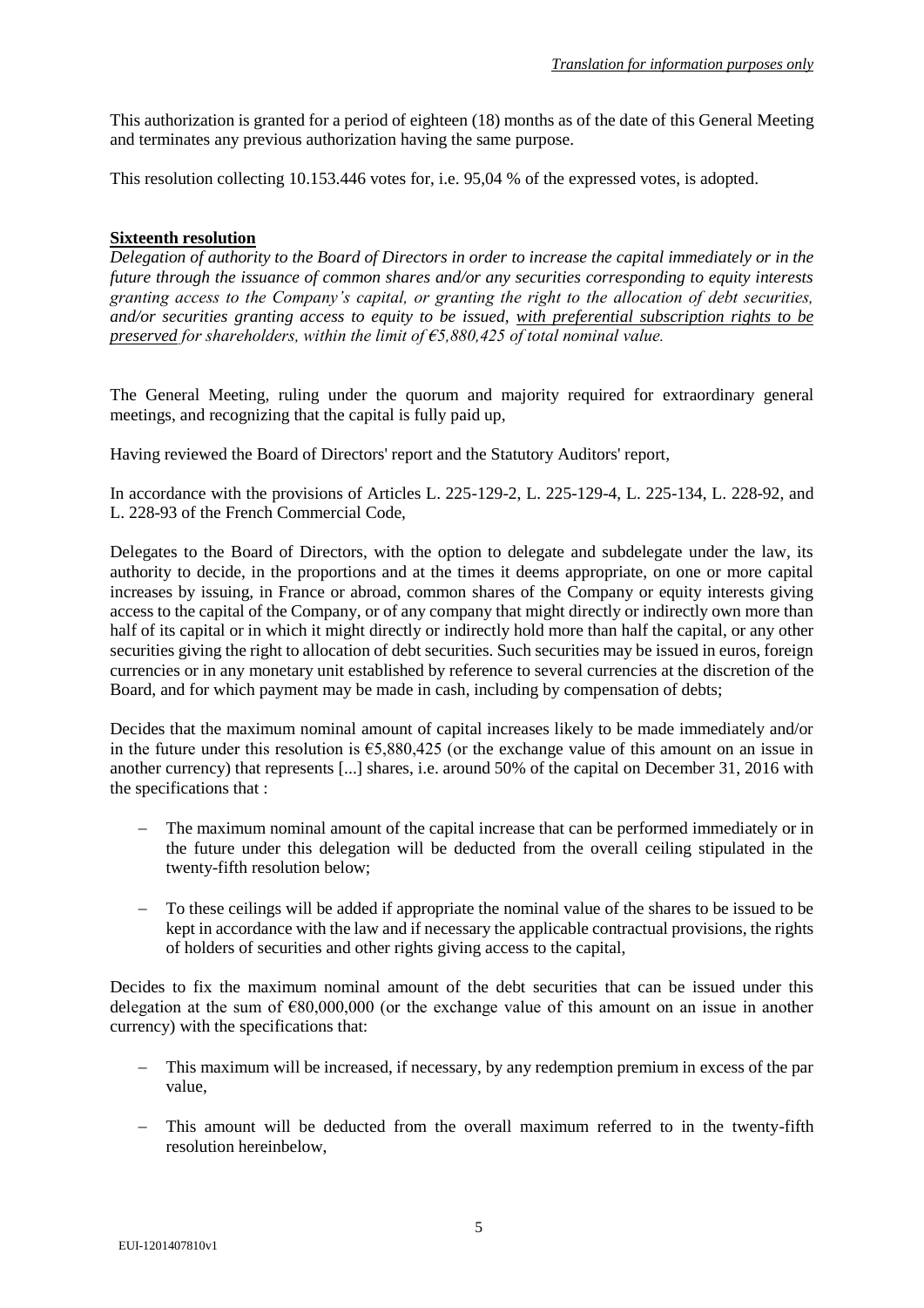This authorization is granted for a period of eighteen (18) months as of the date of this General Meeting and terminates any previous authorization having the same purpose.

This resolution collecting 10.153.446 votes for, i.e. 95,04 % of the expressed votes, is adopted.

## Sixteenth resolution

*Delegation of authority to the Board of Directors in order to increase the capital immediately or in the future through the issuance of common shares and/or any securities corresponding to equity interests granting access to the Company's capital, or granting the right to the allocation of debt securities, and/or securities granting access to equity to be issued, with preferential subscription rights to be preserved for shareholders, within the limit of €5,880,425 of total nominal value.*

The General Meeting, ruling under the quorum and majority required for extraordinary general meetings, and recognizing that the capital is fully paid up,

Having reviewed the Board of Directors' report and the Statutory Auditors' report,

In accordance with the provisions of Articles L. 225-129-2, L. 225-129-4, L. 225-134, L. 228-92, and L. 228-93 of the French Commercial Code,

Delegates to the Board of Directors, with the option to delegate and subdelegate under the law, its authority to decide, in the proportions and at the times it deems appropriate, on one or more capital increases by issuing, in France or abroad, common shares of the Company or equity interests giving access to the capital of the Company, or of any company that might directly or indirectly own more than half of its capital or in which it might directly or indirectly hold more than half the capital, or any other securities giving the right to allocation of debt securities. Such securities may be issued in euros, foreign currencies or in any monetary unit established by reference to several currencies at the discretion of the Board, and for which payment may be made in cash, including by compensation of debts;

Decides that the maximum nominal amount of capital increases likely to be made immediately and/or in the future under this resolution is €5,880,425 (or the exchange value of this amount on an issue in another currency) that represents [...] shares, i.e. around 50% of the capital on December 31, 2016 with the specifications that :

- The maximum nominal amount of the capital increase that can be performed immediately or in the future under this delegation will be deducted from the overall ceiling stipulated in the twenty-fifth resolution below;
- To these ceilings will be added if appropriate the nominal value of the shares to be issued to be kept in accordance with the law and if necessary the applicable contractual provisions, the rights of holders of securities and other rights giving access to the capital,

Decides to fix the maximum nominal amount of the debt securities that can be issued under this delegation at the sum of €80,000,000 (or the exchange value of this amount on an issue in another currency) with the specifications that:

- This maximum will be increased, if necessary, by any redemption premium in excess of the par value,
- This amount will be deducted from the overall maximum referred to in the twenty-fifth resolution hereinbelow,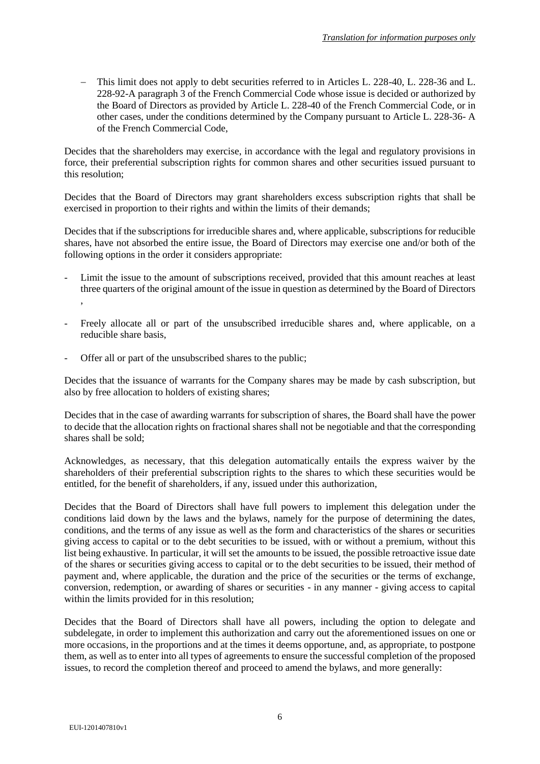- This limit does not apply to debt securities referred to in Articles L. 228-40, L. 228-36 and L. 228-92-A paragraph 3 of the French Commercial Code whose issue is decided or authorized by the Board of Directors as provided by Article L. 228-40 of the French Commercial Code, or in other cases, under the conditions determined by the Company pursuant to Article L. 228-36- A of the French Commercial Code,

Decides that the shareholders may exercise, in accordance with the legal and regulatory provisions in force, their preferential subscription rights for common shares and other securities issued pursuant to this resolution;

Decides that the Board of Directors may grant shareholders excess subscription rights that shall be exercised in proportion to their rights and within the limits of their demands;

Decides that if the subscriptions for irreducible shares and, where applicable, subscriptions for reducible shares, have not absorbed the entire issue, the Board of Directors may exercise one and/or both of the following options in the order it considers appropriate:

- Limit the issue to the amount of subscriptions received, provided that this amount reaches at least three quarters of the original amount of the issue in question as determined by the Board of Directors ,
- Freely allocate all or part of the unsubscribed irreducible shares and, where applicable, on a reducible share basis,
- Offer all or part of the unsubscribed shares to the public;

Decides that the issuance of warrants for the Company shares may be made by cash subscription, but also by free allocation to holders of existing shares;

Decides that in the case of awarding warrants for subscription of shares, the Board shall have the power to decide that the allocation rights on fractional shares shall not be negotiable and that the corresponding shares shall be sold;

Acknowledges, as necessary, that this delegation automatically entails the express waiver by the shareholders of their preferential subscription rights to the shares to which these securities would be entitled, for the benefit of shareholders, if any, issued under this authorization,

Decides that the Board of Directors shall have full powers to implement this delegation under the conditions laid down by the laws and the bylaws, namely for the purpose of determining the dates, conditions, and the terms of any issue as well as the form and characteristics of the shares or securities giving access to capital or to the debt securities to be issued, with or without a premium, without this list being exhaustive. In particular, it will set the amounts to be issued, the possible retroactive issue date of the shares or securities giving access to capital or to the debt securities to be issued, their method of payment and, where applicable, the duration and the price of the securities or the terms of exchange, conversion, redemption, or awarding of shares or securities - in any manner - giving access to capital within the limits provided for in this resolution;

Decides that the Board of Directors shall have all powers, including the option to delegate and subdelegate, in order to implement this authorization and carry out the aforementioned issues on one or more occasions, in the proportions and at the times it deems opportune, and, as appropriate, to postpone them, as well as to enter into all types of agreements to ensure the successful completion of the proposed issues, to record the completion thereof and proceed to amend the bylaws, and more generally: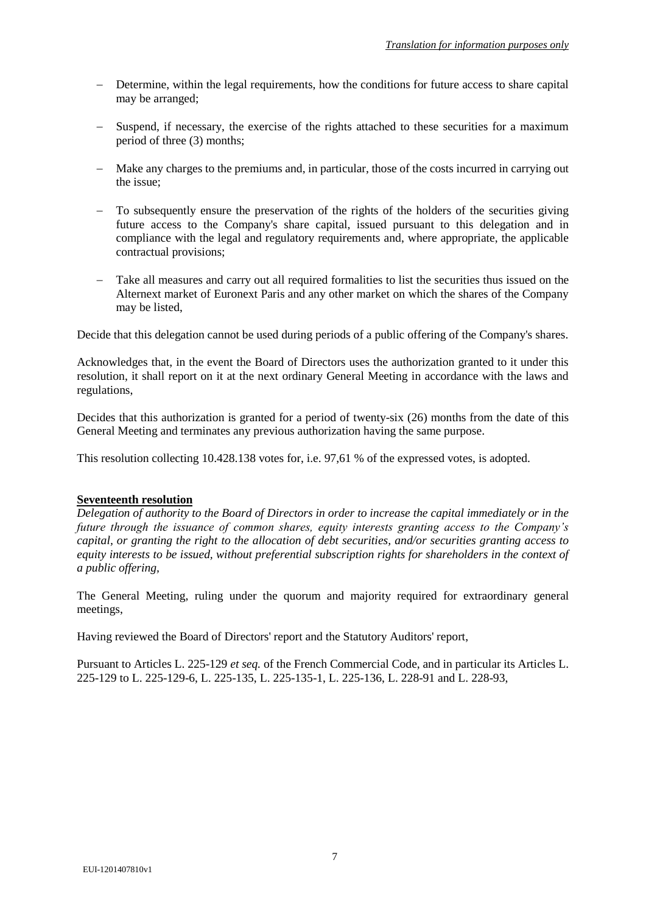- Determine, within the legal requirements, how the conditions for future access to share capital may be arranged;
- Suspend, if necessary, the exercise of the rights attached to these securities for a maximum period of three (3) months;
- Make any charges to the premiums and, in particular, those of the costs incurred in carrying out the issue;
- To subsequently ensure the preservation of the rights of the holders of the securities giving future access to the Company's share capital, issued pursuant to this delegation and in compliance with the legal and regulatory requirements and, where appropriate, the applicable contractual provisions;
- Take all measures and carry out all required formalities to list the securities thus issued on the Alternext market of Euronext Paris and any other market on which the shares of the Company may be listed,

Decide that this delegation cannot be used during periods of a public offering of the Company's shares.

Acknowledges that, in the event the Board of Directors uses the authorization granted to it under this resolution, it shall report on it at the next ordinary General Meeting in accordance with the laws and regulations,

Decides that this authorization is granted for a period of twenty-six (26) months from the date of this General Meeting and terminates any previous authorization having the same purpose.

This resolution collecting 10.428.138 votes for, i.e. 97,61 % of the expressed votes, is adopted.

**Seventeenth resolution**

*Delegation of authority to the Board of Directors in order to increase the capital immediately or in the future through the issuance of common shares, equity interests granting access to the Company's capital, or granting the right to the allocation of debt securities, and/or securities granting access to equity interests to be issued, without preferential subscription rights for shareholders in the context of a public offering,*

The General Meeting, ruling under the quorum and majority required for extraordinary general meetings,

Having reviewed the Board of Directors' report and the Statutory Auditors' report,

Pursuant to Articles L. 225-129 *et seq.* of the French Commercial Code, and in particular its Articles L. 225-129 to L. 225-129-6, L. 225-135, L. 225-135-1, L. 225-136, L. 228-91 and L. 228-93,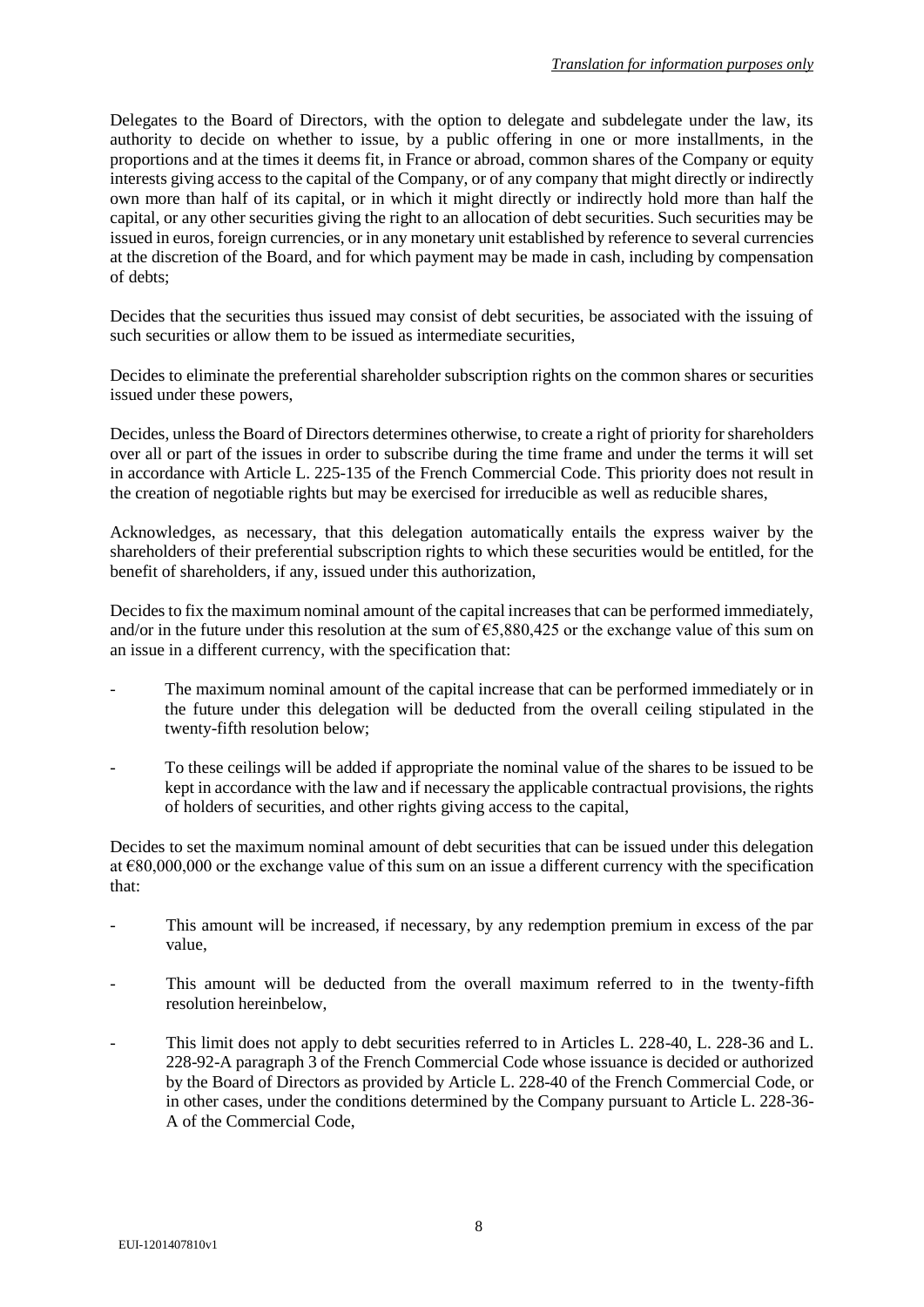Delegates to the Board of Directors, with the option to delegate and subdelegate under the law, its authority to decide on whether to issue, by a public offering in one or more installments, in the proportions and at the times it deems fit, in France or abroad, common shares of the Company or equity interests giving access to the capital of the Company, or of any company that might directly or indirectly own more than half of its capital, or in which it might directly or indirectly hold more than half the capital, or any other securities giving the right to an allocation of debt securities. Such securities may be issued in euros, foreign currencies, or in any monetary unit established by reference to several currencies at the discretion of the Board, and for which payment may be made in cash, including by compensation of debts;

Decides that the securities thus issued may consist of debt securities, be associated with the issuing of such securities or allow them to be issued as intermediate securities,

Decides to eliminate the preferential shareholder subscription rights on the common shares or securities issued under these powers,

Decides, unless the Board of Directors determines otherwise, to create a right of priority for shareholders over all or part of the issues in order to subscribe during the time frame and under the terms it will set in accordance with Article L. 225-135 of the French Commercial Code. This priority does not result in the creation of negotiable rights but may be exercised for irreducible as well as reducible shares,

Acknowledges, as necessary, that this delegation automatically entails the express waiver by the shareholders of their preferential subscription rights to which these securities would be entitled, for the benefit of shareholders, if any, issued under this authorization,

Decides to fix the maximum nominal amount of the capital increases that can be performed immediately, and/or in the future under this resolution at the sum of €5,880,425 or the exchange value of this sum on an issue in a different currency, with the specification that:

- The maximum nominal amount of the capital increase that can be performed immediately or in the future under this delegation will be deducted from the overall ceiling stipulated in the twenty-fifth resolution below;
- To these ceilings will be added if appropriate the nominal value of the shares to be issued to be kept in accordance with the law and if necessary the applicable contractual provisions, the rights of holders of securities, and other rights giving access to the capital,

Decides to set the maximum nominal amount of debt securities that can be issued under this delegation at €80,000,000 or the exchange value of this sum on an issue a different currency with the specification that:

- This amount will be increased, if necessary, by any redemption premium in excess of the par value,
- This amount will be deducted from the overall maximum referred to in the twenty-fifth resolution hereinbelow,
- This limit does not apply to debt securities referred to in Articles L. 228-40, L. 228-36 and L. 228-92-A paragraph 3 of the French Commercial Code whose issuance is decided or authorized by the Board of Directors as provided by Article L. 228-40 of the French Commercial Code, or in other cases, under the conditions determined by the Company pursuant to Article L. 228-36-A of the Commercial Code,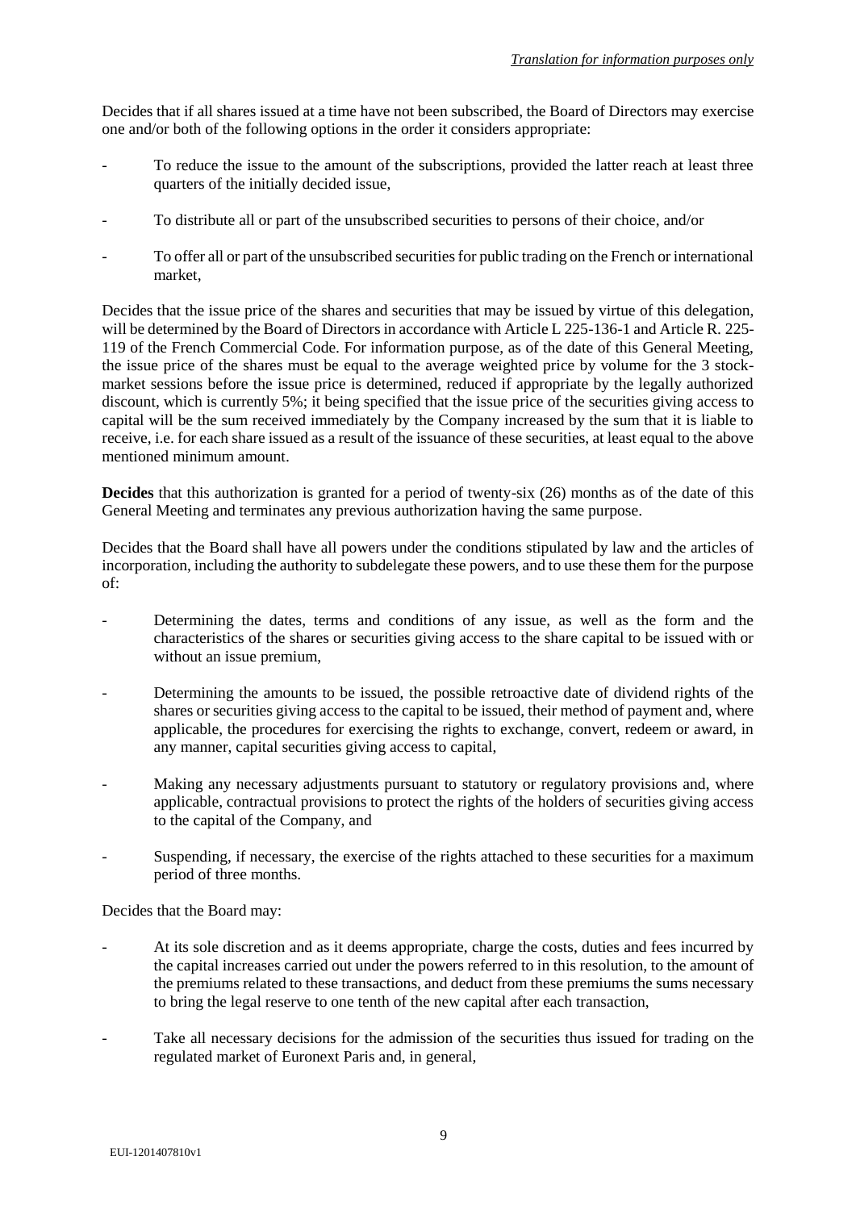Decides that if all shares issued at a time have not been subscribed, the Board of Directors may exercise one and/or both of the following options in the order it considers appropriate:

- To reduce the issue to the amount of the subscriptions, provided the latter reach at least three quarters of the initially decided issue,
- To distribute all or part of the unsubscribed securities to persons of their choice, and/or
- To offer all or part of the unsubscribed securities for public trading on the French or international market,

Decides that the issue price of the shares and securities that may be issued by virtue of this delegation, will be determined by the Board of Directors in accordance with Article L 225-136-1 and Article R. 225-119 of the French Commercial Code. For information purpose, as of the date of this General Meeting, the issue price of the shares must be equal to the average weighted price by volume for the 3 stock-market sessions before the issue price is determined, reduced if appropriate by the legally authorized discount, which is currently 5%; it being specified that the issue price of the securities giving access to capital will be the sum received immediately by the Company increased by the sum that it is liable to receive, i.e. for each share issued as a result of the issuance of these securities, at least equal to the above mentioned minimum amount.

**Decides** that this authorization is granted for a period of twenty-six (26) months as of the date of this General Meeting and terminates any previous authorization having the same purpose.

Decides that the Board shall have all powers under the conditions stipulated by law and the articles of incorporation, including the authority to subdelegate these powers, and to use these them for the purpose of:

- Determining the dates, terms and conditions of any issue, as well as the form and the characteristics of the shares or securities giving access to the share capital to be issued with or without an issue premium,
- Determining the amounts to be issued, the possible retroactive date of dividend rights of the shares or securities giving access to the capital to be issued, their method of payment and, where applicable, the procedures for exercising the rights to exchange, convert, redeem or award, in any manner, capital securities giving access to capital,
- Making any necessary adjustments pursuant to statutory or regulatory provisions and, where applicable, contractual provisions to protect the rights of the holders of securities giving access to the capital of the Company, and
- Suspending, if necessary, the exercise of the rights attached to these securities for a maximum period of three months.

Decides that the Board may:

- At its sole discretion and as it deems appropriate, charge the costs, duties and fees incurred by the capital increases carried out under the powers referred to in this resolution, to the amount of the premiums related to these transactions, and deduct from these premiums the sums necessary to bring the legal reserve to one tenth of the new capital after each transaction,
- Take all necessary decisions for the admission of the securities thus issued for trading on the regulated market of Euronext Paris and, in general,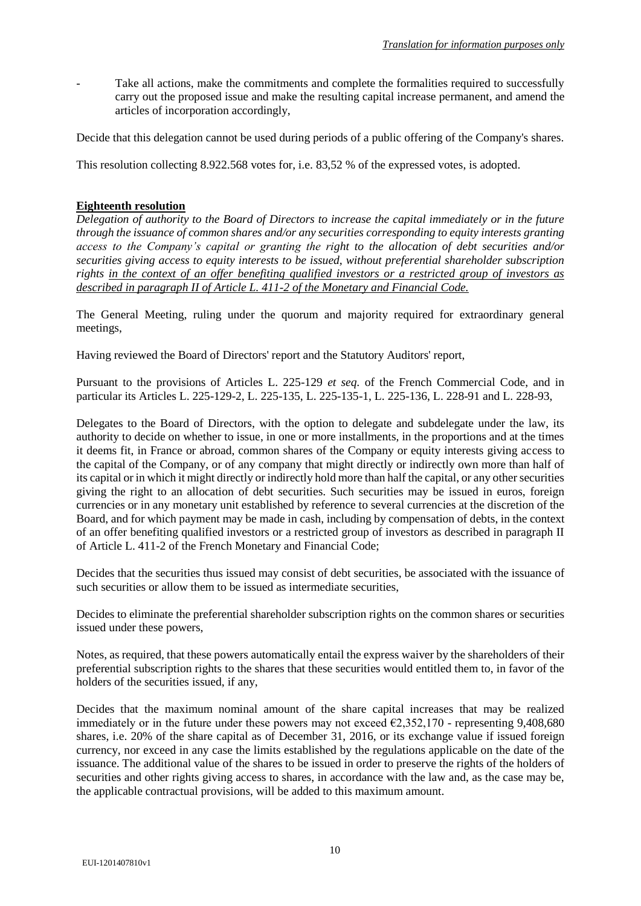- Take all actions, make the commitments and complete the formalities required to successfully carry out the proposed issue and make the resulting capital increase permanent, and amend the articles of incorporation accordingly,

Decide that this delegation cannot be used during periods of a public offering of the Company's shares.

This resolution collecting 8.922.568 votes for, i.e. 83,52 % of the expressed votes, is adopted.

**Eighteenth resolution**

*Delegation of authority to the Board of Directors to increase the capital immediately or in the future through the issuance of common shares and/or any securities corresponding to equity interests granting access to the Company's capital or granting the right to the allocation of debt securities and/or securities giving access to equity interests to be issued, without preferential shareholder subscription rights in the context of an offer benefiting qualified investors or a restricted group of investors as described in paragraph II of Article L. 411-2 of the Monetary and Financial Code.*

The General Meeting, ruling under the quorum and majority required for extraordinary general meetings,

Having reviewed the Board of Directors' report and the Statutory Auditors' report,

Pursuant to the provisions of Articles L. 225-129 *et seq.* of the French Commercial Code, and in particular its Articles L. 225-129-2, L. 225-135, L. 225-135-1, L. 225-136, L. 228-91 and L. 228-93,

Delegates to the Board of Directors, with the option to delegate and subdelegate under the law, its authority to decide on whether to issue, in one or more installments, in the proportions and at the times it deems fit, in France or abroad, common shares of the Company or equity interests giving access to the capital of the Company, or of any company that might directly or indirectly own more than half of its capital or in which it might directly or indirectly hold more than half the capital, or any other securities giving the right to an allocation of debt securities. Such securities may be issued in euros, foreign currencies or in any monetary unit established by reference to several currencies at the discretion of the Board, and for which payment may be made in cash, including by compensation of debts, in the context of an offer benefiting qualified investors or a restricted group of investors as described in paragraph II of Article L. 411-2 of the French Monetary and Financial Code;

Decides that the securities thus issued may consist of debt securities, be associated with the issuance of such securities or allow them to be issued as intermediate securities,

Decides to eliminate the preferential shareholder subscription rights on the common shares or securities issued under these powers,

Notes, as required, that these powers automatically entail the express waiver by the shareholders of their preferential subscription rights to the shares that these securities would entitled them to, in favor of the holders of the securities issued, if any,

Decides that the maximum nominal amount of the share capital increases that may be realized immediately or in the future under these powers may not exceed €2,352,170 - representing 9,408,680 shares, i.e. 20% of the share capital as of December 31, 2016, or its exchange value if issued foreign currency, nor exceed in any case the limits established by the regulations applicable on the date of the issuance. The additional value of the shares to be issued in order to preserve the rights of the holders of securities and other rights giving access to shares, in accordance with the law and, as the case may be, the applicable contractual provisions, will be added to this maximum amount.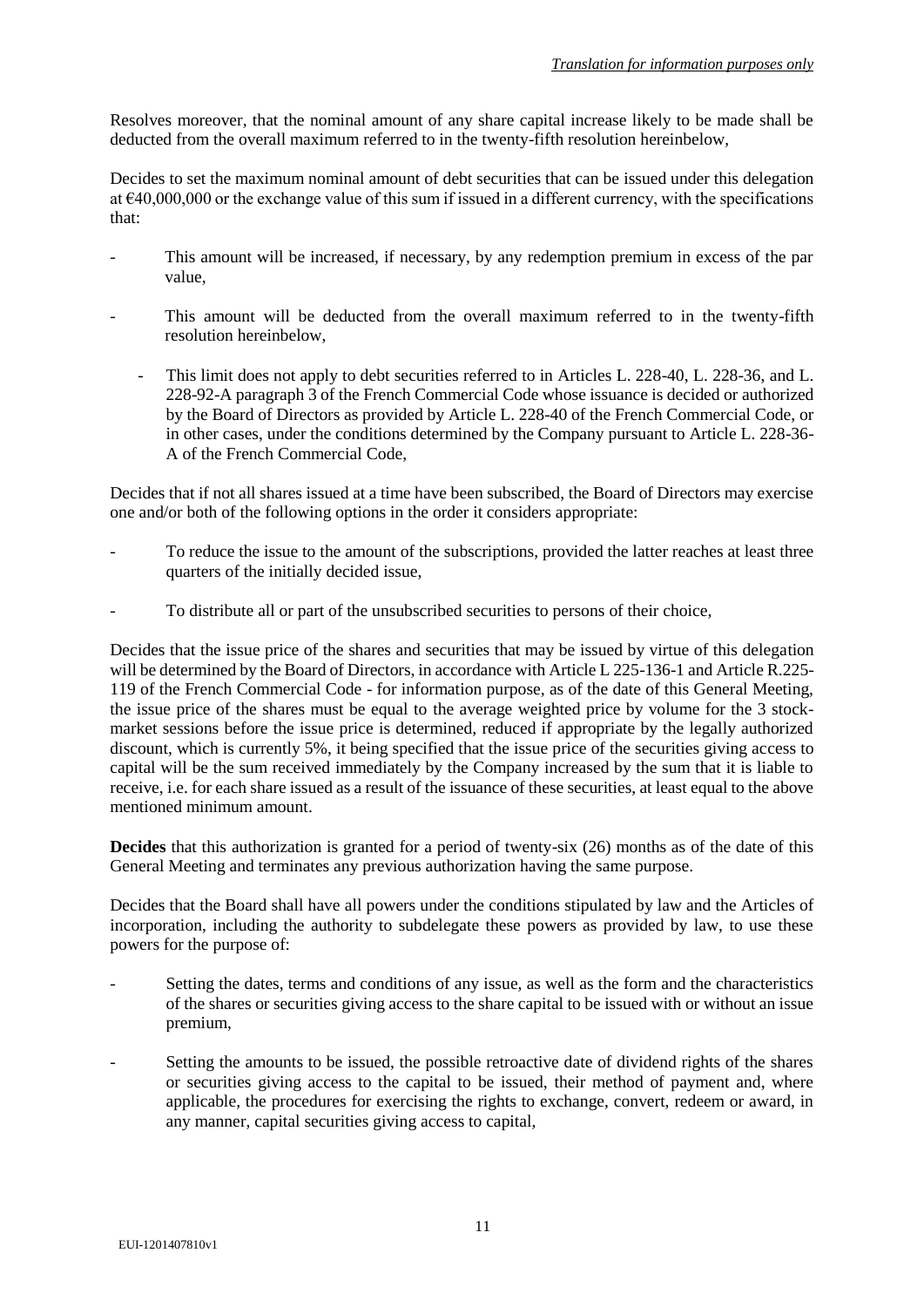Resolves moreover, that the nominal amount of any share capital increase likely to be made shall be deducted from the overall maximum referred to in the twenty-fifth resolution hereinbelow,

Decides to set the maximum nominal amount of debt securities that can be issued under this delegation at €40,000,000 or the exchange value of this sum if issued in a different currency, with the specifications that:

- This amount will be increased, if necessary, by any redemption premium in excess of the par value,
- This amount will be deducted from the overall maximum referred to in the twenty-fifth resolution hereinbelow,
  - This limit does not apply to debt securities referred to in Articles L. 228-40, L. 228-36, and L. 228-92-A paragraph 3 of the French Commercial Code whose issuance is decided or authorized by the Board of Directors as provided by Article L. 228-40 of the French Commercial Code, or in other cases, under the conditions determined by the Company pursuant to Article L. 228-36-A of the French Commercial Code,

Decides that if not all shares issued at a time have been subscribed, the Board of Directors may exercise one and/or both of the following options in the order it considers appropriate:

- To reduce the issue to the amount of the subscriptions, provided the latter reaches at least three quarters of the initially decided issue,
- To distribute all or part of the unsubscribed securities to persons of their choice,

Decides that the issue price of the shares and securities that may be issued by virtue of this delegation will be determined by the Board of Directors, in accordance with Article L 225-136-1 and Article R.225-119 of the French Commercial Code - for information purpose, as of the date of this General Meeting, the issue price of the shares must be equal to the average weighted price by volume for the 3 stock-market sessions before the issue price is determined, reduced if appropriate by the legally authorized discount, which is currently 5%, it being specified that the issue price of the securities giving access to capital will be the sum received immediately by the Company increased by the sum that it is liable to receive, i.e. for each share issued as a result of the issuance of these securities, at least equal to the above mentioned minimum amount.

**Decides** that this authorization is granted for a period of twenty-six (26) months as of the date of this General Meeting and terminates any previous authorization having the same purpose.

Decides that the Board shall have all powers under the conditions stipulated by law and the Articles of incorporation, including the authority to subdelegate these powers as provided by law, to use these powers for the purpose of:

- Setting the dates, terms and conditions of any issue, as well as the form and the characteristics of the shares or securities giving access to the share capital to be issued with or without an issue premium,
- Setting the amounts to be issued, the possible retroactive date of dividend rights of the shares or securities giving access to the capital to be issued, their method of payment and, where applicable, the procedures for exercising the rights to exchange, convert, redeem or award, in any manner, capital securities giving access to capital,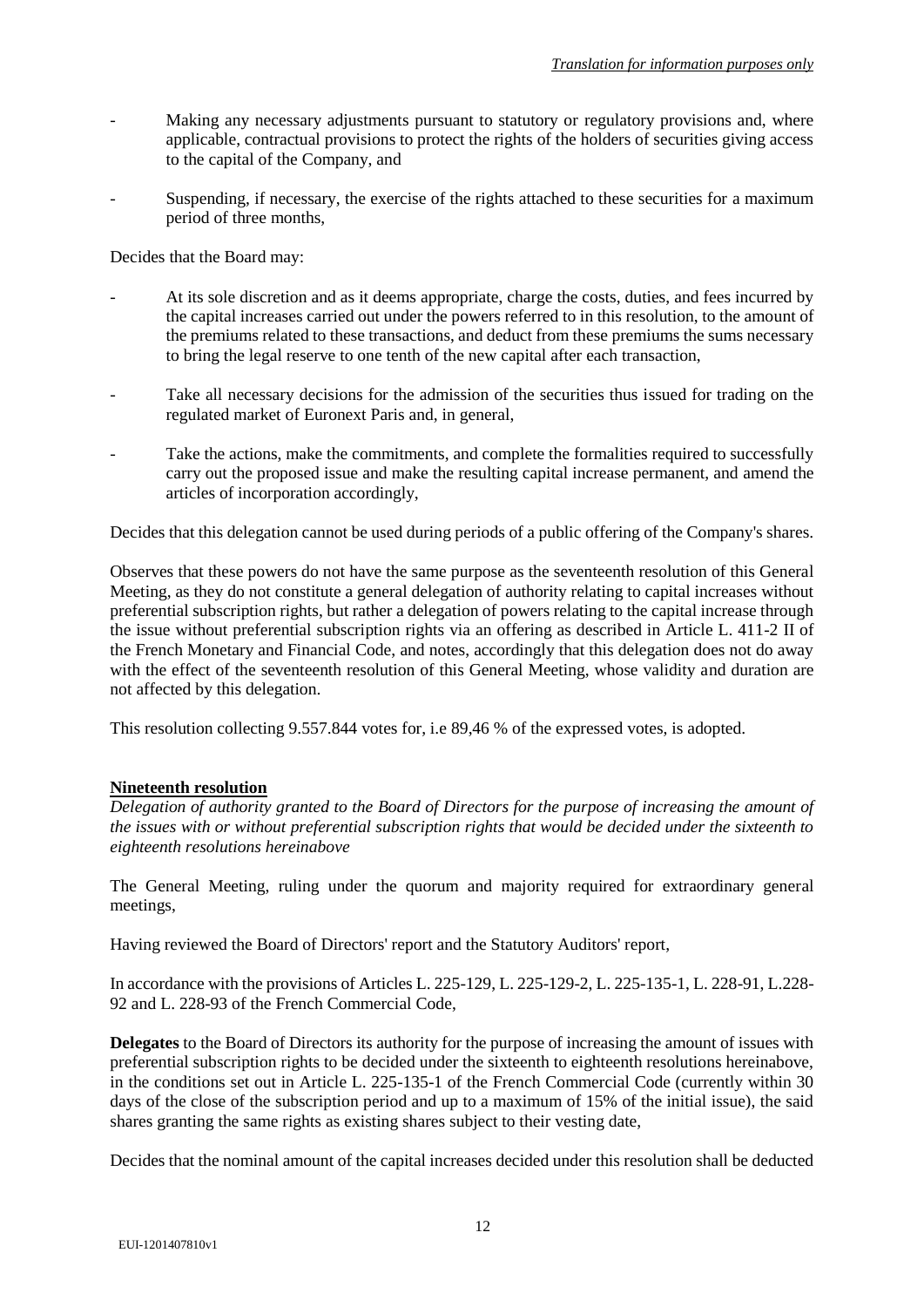- Making any necessary adjustments pursuant to statutory or regulatory provisions and, where applicable, contractual provisions to protect the rights of the holders of securities giving access to the capital of the Company, and

- Suspending, if necessary, the exercise of the rights attached to these securities for a maximum period of three months,

Decides that the Board may:

- At its sole discretion and as it deems appropriate, charge the costs, duties, and fees incurred by the capital increases carried out under the powers referred to in this resolution, to the amount of the premiums related to these transactions, and deduct from these premiums the sums necessary to bring the legal reserve to one tenth of the new capital after each transaction,

- Take all necessary decisions for the admission of the securities thus issued for trading on the regulated market of Euronext Paris and, in general,

- Take the actions, make the commitments, and complete the formalities required to successfully carry out the proposed issue and make the resulting capital increase permanent, and amend the articles of incorporation accordingly,

Decides that this delegation cannot be used during periods of a public offering of the Company's shares.

Observes that these powers do not have the same purpose as the seventeenth resolution of this General Meeting, as they do not constitute a general delegation of authority relating to capital increases without preferential subscription rights, but rather a delegation of powers relating to the capital increase through the issue without preferential subscription rights via an offering as described in Article L. 411-2 II of the French Monetary and Financial Code, and notes, accordingly that this delegation does not do away with the effect of the seventeenth resolution of this General Meeting, whose validity and duration are not affected by this delegation.

This resolution collecting 9.557.844 votes for, i.e 89,46 % of the expressed votes, is adopted.

## Nineteenth resolution

*Delegation of authority granted to the Board of Directors for the purpose of increasing the amount of the issues with or without preferential subscription rights that would be decided under the sixteenth to eighteenth resolutions hereinabove*

The General Meeting, ruling under the quorum and majority required for extraordinary general meetings,

Having reviewed the Board of Directors' report and the Statutory Auditors' report,

In accordance with the provisions of Articles L. 225-129, L. 225-129-2, L. 225-135-1, L. 228-91, L.228-92 and L. 228-93 of the French Commercial Code,

**Delegates** to the Board of Directors its authority for the purpose of increasing the amount of issues with preferential subscription rights to be decided under the sixteenth to eighteenth resolutions hereinabove, in the conditions set out in Article L. 225-135-1 of the French Commercial Code (currently within 30 days of the close of the subscription period and up to a maximum of 15% of the initial issue), the said shares granting the same rights as existing shares subject to their vesting date,

Decides that the nominal amount of the capital increases decided under this resolution shall be deducted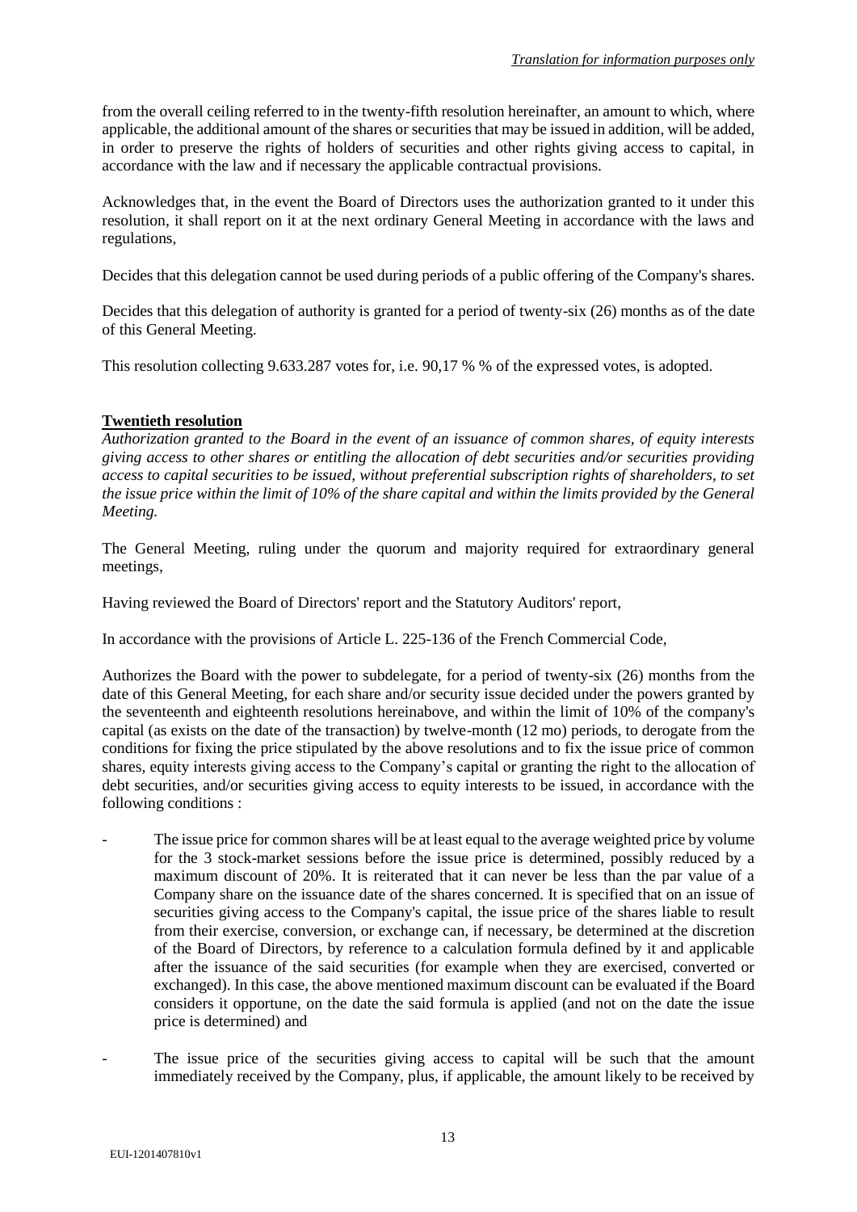from the overall ceiling referred to in the twenty-fifth resolution hereinafter, an amount to which, where applicable, the additional amount of the shares or securities that may be issued in addition, will be added, in order to preserve the rights of holders of securities and other rights giving access to capital, in accordance with the law and if necessary the applicable contractual provisions.

Acknowledges that, in the event the Board of Directors uses the authorization granted to it under this resolution, it shall report on it at the next ordinary General Meeting in accordance with the laws and regulations,

Decides that this delegation cannot be used during periods of a public offering of the Company's shares.

Decides that this delegation of authority is granted for a period of twenty-six (26) months as of the date of this General Meeting.

This resolution collecting 9.633.287 votes for, i.e. 90,17 % % of the expressed votes, is adopted.

**Twentieth resolution**

*Authorization granted to the Board in the event of an issuance of common shares, of equity interests giving access to other shares or entitling the allocation of debt securities and/or securities providing access to capital securities to be issued, without preferential subscription rights of shareholders, to set the issue price within the limit of 10% of the share capital and within the limits provided by the General Meeting.*

The General Meeting, ruling under the quorum and majority required for extraordinary general meetings,

Having reviewed the Board of Directors' report and the Statutory Auditors' report,

In accordance with the provisions of Article L. 225-136 of the French Commercial Code,

Authorizes the Board with the power to subdelegate, for a period of twenty-six (26) months from the date of this General Meeting, for each share and/or security issue decided under the powers granted by the seventeenth and eighteenth resolutions hereinabove, and within the limit of 10% of the company's capital (as exists on the date of the transaction) by twelve-month (12 mo) periods, to derogate from the conditions for fixing the price stipulated by the above resolutions and to fix the issue price of common shares, equity interests giving access to the Company's capital or granting the right to the allocation of debt securities, and/or securities giving access to equity interests to be issued, in accordance with the following conditions :

- The issue price for common shares will be at least equal to the average weighted price by volume for the 3 stock-market sessions before the issue price is determined, possibly reduced by a maximum discount of 20%. It is reiterated that it can never be less than the par value of a Company share on the issuance date of the shares concerned. It is specified that on an issue of securities giving access to the Company's capital, the issue price of the shares liable to result from their exercise, conversion, or exchange can, if necessary, be determined at the discretion of the Board of Directors, by reference to a calculation formula defined by it and applicable after the issuance of the said securities (for example when they are exercised, converted or exchanged). In this case, the above mentioned maximum discount can be evaluated if the Board considers it opportune, on the date the said formula is applied (and not on the date the issue price is determined) and

- The issue price of the securities giving access to capital will be such that the amount immediately received by the Company, plus, if applicable, the amount likely to be received by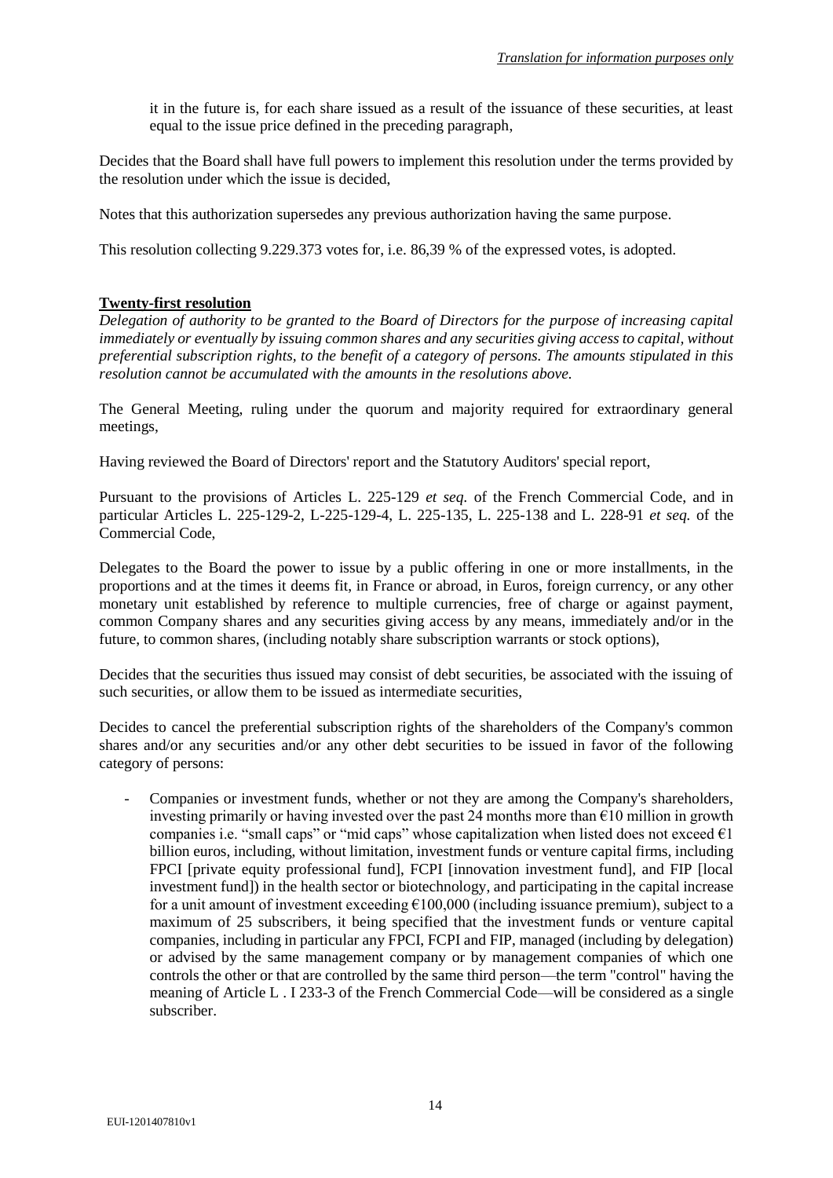it in the future is, for each share issued as a result of the issuance of these securities, at least equal to the issue price defined in the preceding paragraph,

Decides that the Board shall have full powers to implement this resolution under the terms provided by the resolution under which the issue is decided,

Notes that this authorization supersedes any previous authorization having the same purpose.

This resolution collecting 9.229.373 votes for, i.e. 86,39 % of the expressed votes, is adopted.

**Twenty-first resolution**

*Delegation of authority to be granted to the Board of Directors for the purpose of increasing capital immediately or eventually by issuing common shares and any securities giving access to capital, without preferential subscription rights, to the benefit of a category of persons. The amounts stipulated in this resolution cannot be accumulated with the amounts in the resolutions above.*

The General Meeting, ruling under the quorum and majority required for extraordinary general meetings,

Having reviewed the Board of Directors' report and the Statutory Auditors' special report,

Pursuant to the provisions of Articles L. 225-129 *et seq.* of the French Commercial Code, and in particular Articles L. 225-129-2, L-225-129-4, L. 225-135, L. 225-138 and L. 228-91 *et seq.* of the Commercial Code,

Delegates to the Board the power to issue by a public offering in one or more installments, in the proportions and at the times it deems fit, in France or abroad, in Euros, foreign currency, or any other monetary unit established by reference to multiple currencies, free of charge or against payment, common Company shares and any securities giving access by any means, immediately and/or in the future, to common shares, (including notably share subscription warrants or stock options),

Decides that the securities thus issued may consist of debt securities, be associated with the issuing of such securities, or allow them to be issued as intermediate securities,

Decides to cancel the preferential subscription rights of the shareholders of the Company's common shares and/or any securities and/or any other debt securities to be issued in favor of the following category of persons:

- Companies or investment funds, whether or not they are among the Company's shareholders, investing primarily or having invested over the past 24 months more than €10 million in growth companies i.e. "small caps" or "mid caps" whose capitalization when listed does not exceed €1 billion euros, including, without limitation, investment funds or venture capital firms, including FPCI [private equity professional fund], FCPI [innovation investment fund], and FIP [local investment fund]) in the health sector or biotechnology, and participating in the capital increase for a unit amount of investment exceeding €100,000 (including issuance premium), subject to a maximum of 25 subscribers, it being specified that the investment funds or venture capital companies, including in particular any FPCI, FCPI and FIP, managed (including by delegation) or advised by the same management company or by management companies of which one controls the other or that are controlled by the same third person—the term "control" having the meaning of Article L . I 233-3 of the French Commercial Code—will be considered as a single subscriber.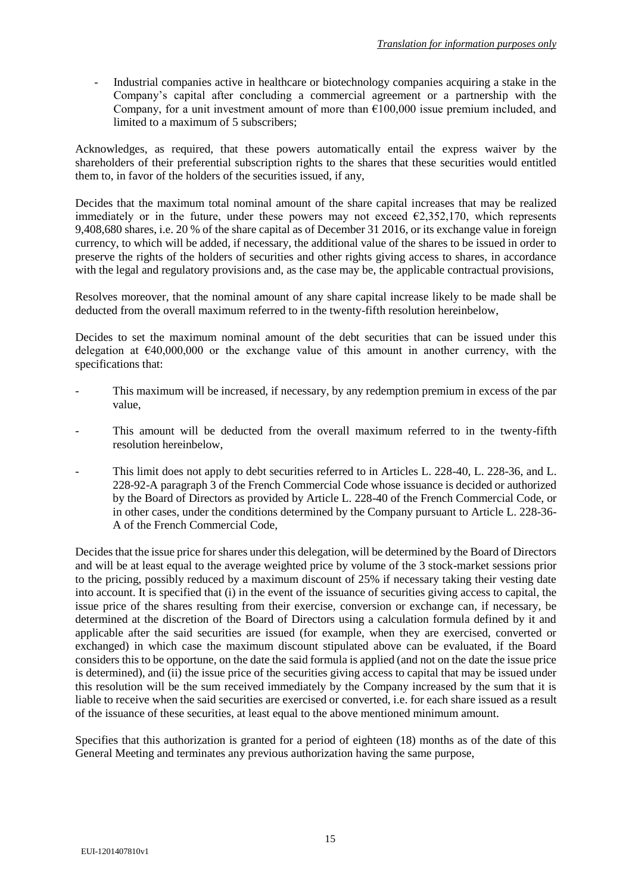- Industrial companies active in healthcare or biotechnology companies acquiring a stake in the Company's capital after concluding a commercial agreement or a partnership with the Company, for a unit investment amount of more than €100,000 issue premium included, and limited to a maximum of 5 subscribers;

Acknowledges, as required, that these powers automatically entail the express waiver by the shareholders of their preferential subscription rights to the shares that these securities would entitled them to, in favor of the holders of the securities issued, if any,

Decides that the maximum total nominal amount of the share capital increases that may be realized immediately or in the future, under these powers may not exceed €2,352,170, which represents 9,408,680 shares, i.e. 20 % of the share capital as of December 31 2016, or its exchange value in foreign currency, to which will be added, if necessary, the additional value of the shares to be issued in order to preserve the rights of the holders of securities and other rights giving access to shares, in accordance with the legal and regulatory provisions and, as the case may be, the applicable contractual provisions,

Resolves moreover, that the nominal amount of any share capital increase likely to be made shall be deducted from the overall maximum referred to in the twenty-fifth resolution hereinbelow,

Decides to set the maximum nominal amount of the debt securities that can be issued under this delegation at €40,000,000 or the exchange value of this amount in another currency, with the specifications that:

- This maximum will be increased, if necessary, by any redemption premium in excess of the par value,
- This amount will be deducted from the overall maximum referred to in the twenty-fifth resolution hereinbelow,
- This limit does not apply to debt securities referred to in Articles L. 228-40, L. 228-36, and L. 228-92-A paragraph 3 of the French Commercial Code whose issuance is decided or authorized by the Board of Directors as provided by Article L. 228-40 of the French Commercial Code, or in other cases, under the conditions determined by the Company pursuant to Article L. 228-36-A of the French Commercial Code,

Decides that the issue price for shares under this delegation, will be determined by the Board of Directors and will be at least equal to the average weighted price by volume of the 3 stock-market sessions prior to the pricing, possibly reduced by a maximum discount of 25% if necessary taking their vesting date into account. It is specified that (i) in the event of the issuance of securities giving access to capital, the issue price of the shares resulting from their exercise, conversion or exchange can, if necessary, be determined at the discretion of the Board of Directors using a calculation formula defined by it and applicable after the said securities are issued (for example, when they are exercised, converted or exchanged) in which case the maximum discount stipulated above can be evaluated, if the Board considers this to be opportune, on the date the said formula is applied (and not on the date the issue price is determined), and (ii) the issue price of the securities giving access to capital that may be issued under this resolution will be the sum received immediately by the Company increased by the sum that it is liable to receive when the said securities are exercised or converted, i.e. for each share issued as a result of the issuance of these securities, at least equal to the above mentioned minimum amount.

Specifies that this authorization is granted for a period of eighteen (18) months as of the date of this General Meeting and terminates any previous authorization having the same purpose,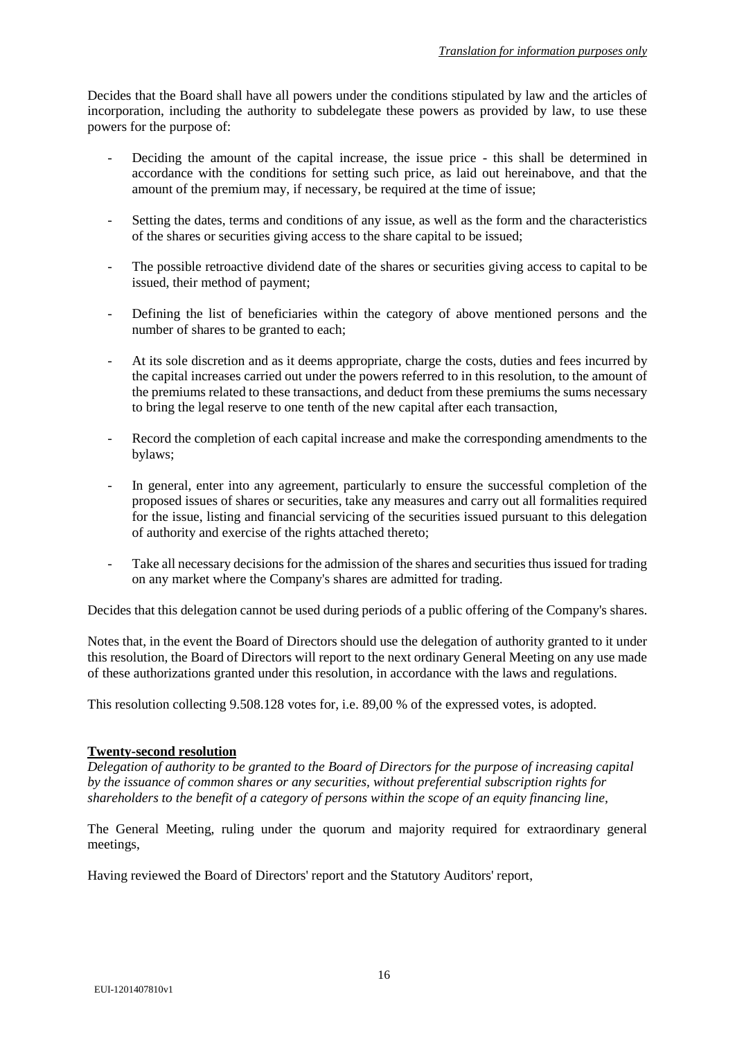Decides that the Board shall have all powers under the conditions stipulated by law and the articles of incorporation, including the authority to subdelegate these powers as provided by law, to use these powers for the purpose of:

- Deciding the amount of the capital increase, the issue price - this shall be determined in accordance with the conditions for setting such price, as laid out hereinabove, and that the amount of the premium may, if necessary, be required at the time of issue;
- Setting the dates, terms and conditions of any issue, as well as the form and the characteristics of the shares or securities giving access to the share capital to be issued;
- The possible retroactive dividend date of the shares or securities giving access to capital to be issued, their method of payment;
- Defining the list of beneficiaries within the category of above mentioned persons and the number of shares to be granted to each;
- At its sole discretion and as it deems appropriate, charge the costs, duties and fees incurred by the capital increases carried out under the powers referred to in this resolution, to the amount of the premiums related to these transactions, and deduct from these premiums the sums necessary to bring the legal reserve to one tenth of the new capital after each transaction,
- Record the completion of each capital increase and make the corresponding amendments to the bylaws;
- In general, enter into any agreement, particularly to ensure the successful completion of the proposed issues of shares or securities, take any measures and carry out all formalities required for the issue, listing and financial servicing of the securities issued pursuant to this delegation of authority and exercise of the rights attached thereto;
- Take all necessary decisions for the admission of the shares and securities thus issued for trading on any market where the Company's shares are admitted for trading.

Decides that this delegation cannot be used during periods of a public offering of the Company's shares.

Notes that, in the event the Board of Directors should use the delegation of authority granted to it under this resolution, the Board of Directors will report to the next ordinary General Meeting on any use made of these authorizations granted under this resolution, in accordance with the laws and regulations.

This resolution collecting 9.508.128 votes for, i.e. 89,00 % of the expressed votes, is adopted.

## Twenty-second resolution

*Delegation of authority to be granted to the Board of Directors for the purpose of increasing capital by the issuance of common shares or any securities, without preferential subscription rights for shareholders to the benefit of a category of persons within the scope of an equity financing line,*

The General Meeting, ruling under the quorum and majority required for extraordinary general meetings,

Having reviewed the Board of Directors' report and the Statutory Auditors' report,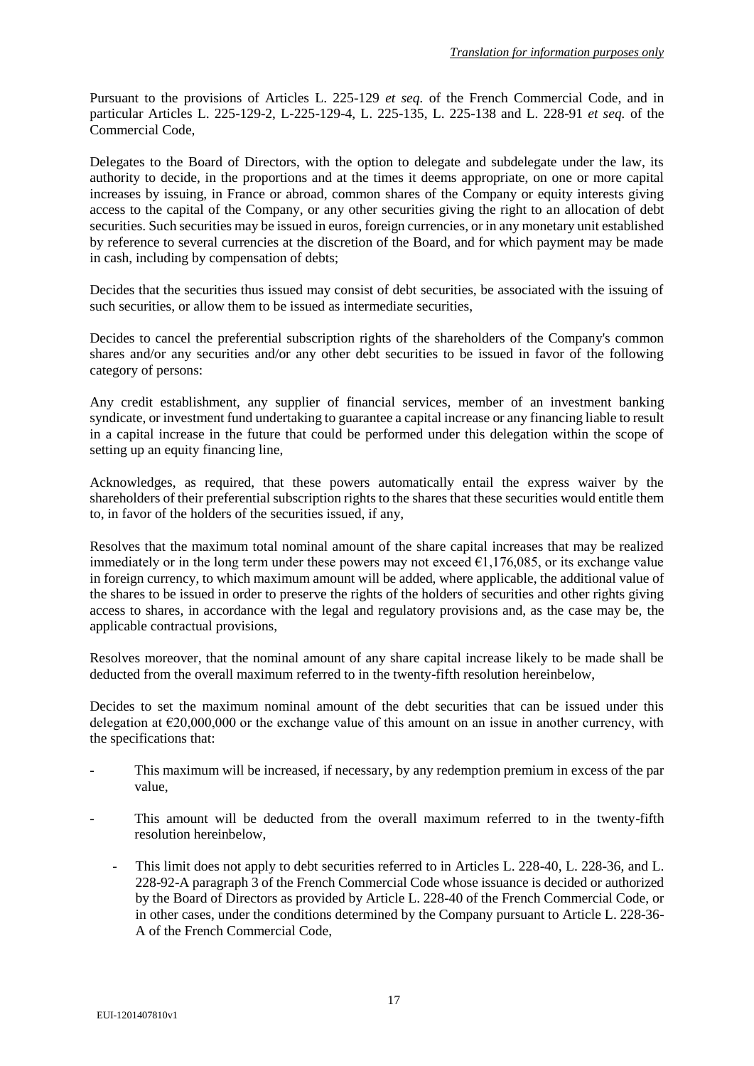Pursuant to the provisions of Articles L. 225-129 *et seq.* of the French Commercial Code, and in particular Articles L. 225-129-2, L-225-129-4, L. 225-135, L. 225-138 and L. 228-91 *et seq.* of the Commercial Code,

Delegates to the Board of Directors, with the option to delegate and subdelegate under the law, its authority to decide, in the proportions and at the times it deems appropriate, on one or more capital increases by issuing, in France or abroad, common shares of the Company or equity interests giving access to the capital of the Company, or any other securities giving the right to an allocation of debt securities. Such securities may be issued in euros, foreign currencies, or in any monetary unit established by reference to several currencies at the discretion of the Board, and for which payment may be made in cash, including by compensation of debts;

Decides that the securities thus issued may consist of debt securities, be associated with the issuing of such securities, or allow them to be issued as intermediate securities,

Decides to cancel the preferential subscription rights of the shareholders of the Company's common shares and/or any securities and/or any other debt securities to be issued in favor of the following category of persons:

Any credit establishment, any supplier of financial services, member of an investment banking syndicate, or investment fund undertaking to guarantee a capital increase or any financing liable to result in a capital increase in the future that could be performed under this delegation within the scope of setting up an equity financing line,

Acknowledges, as required, that these powers automatically entail the express waiver by the shareholders of their preferential subscription rights to the shares that these securities would entitle them to, in favor of the holders of the securities issued, if any,

Resolves that the maximum total nominal amount of the share capital increases that may be realized immediately or in the long term under these powers may not exceed €1,176,085, or its exchange value in foreign currency, to which maximum amount will be added, where applicable, the additional value of the shares to be issued in order to preserve the rights of the holders of securities and other rights giving access to shares, in accordance with the legal and regulatory provisions and, as the case may be, the applicable contractual provisions,

Resolves moreover, that the nominal amount of any share capital increase likely to be made shall be deducted from the overall maximum referred to in the twenty-fifth resolution hereinbelow,

Decides to set the maximum nominal amount of the debt securities that can be issued under this delegation at €20,000,000 or the exchange value of this amount on an issue in another currency, with the specifications that:

- This maximum will be increased, if necessary, by any redemption premium in excess of the par value,
- This amount will be deducted from the overall maximum referred to in the twenty-fifth resolution hereinbelow,
  - This limit does not apply to debt securities referred to in Articles L. 228-40, L. 228-36, and L. 228-92-A paragraph 3 of the French Commercial Code whose issuance is decided or authorized by the Board of Directors as provided by Article L. 228-40 of the French Commercial Code, or in other cases, under the conditions determined by the Company pursuant to Article L. 228-36-A of the French Commercial Code,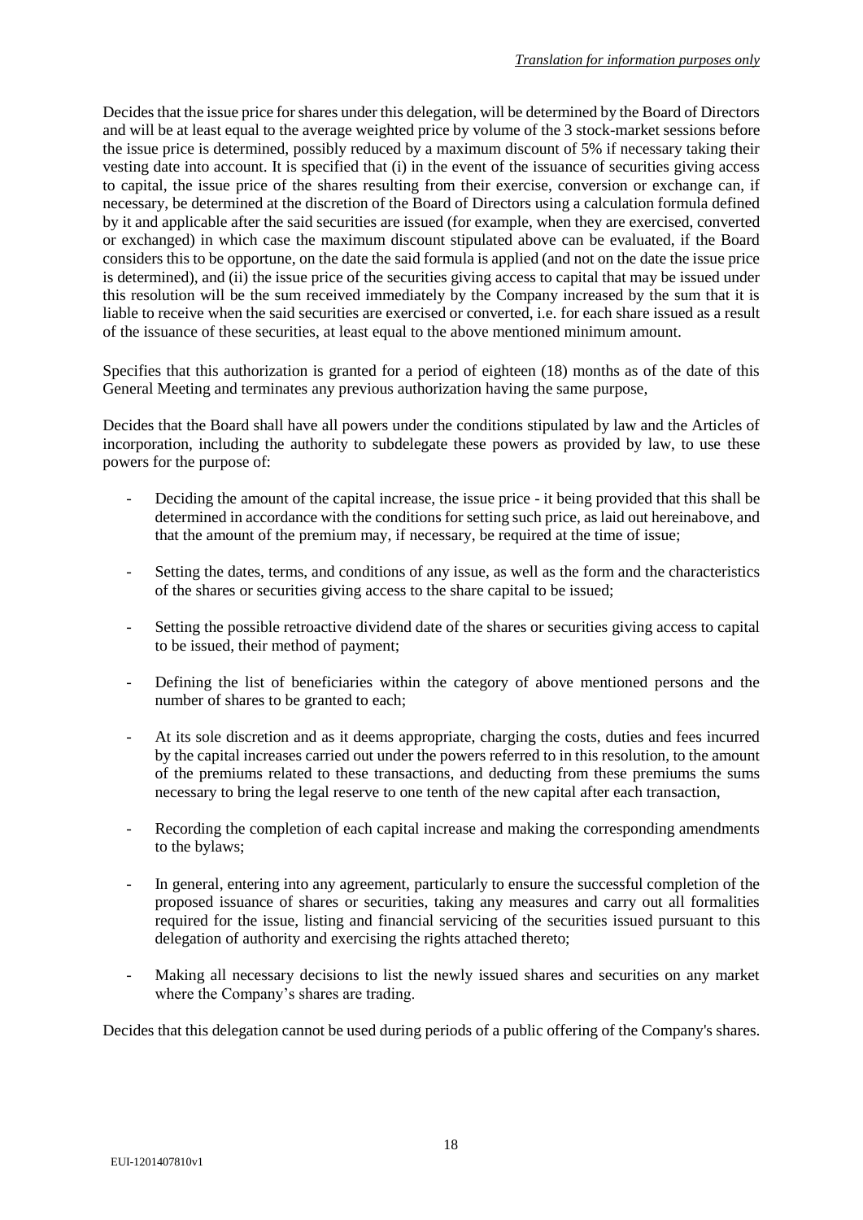Decides that the issue price for shares under this delegation, will be determined by the Board of Directors and will be at least equal to the average weighted price by volume of the 3 stock-market sessions before the issue price is determined, possibly reduced by a maximum discount of 5% if necessary taking their vesting date into account. It is specified that (i) in the event of the issuance of securities giving access to capital, the issue price of the shares resulting from their exercise, conversion or exchange can, if necessary, be determined at the discretion of the Board of Directors using a calculation formula defined by it and applicable after the said securities are issued (for example, when they are exercised, converted or exchanged) in which case the maximum discount stipulated above can be evaluated, if the Board considers this to be opportune, on the date the said formula is applied (and not on the date the issue price is determined), and (ii) the issue price of the securities giving access to capital that may be issued under this resolution will be the sum received immediately by the Company increased by the sum that it is liable to receive when the said securities are exercised or converted, i.e. for each share issued as a result of the issuance of these securities, at least equal to the above mentioned minimum amount.

Specifies that this authorization is granted for a period of eighteen (18) months as of the date of this General Meeting and terminates any previous authorization having the same purpose,

Decides that the Board shall have all powers under the conditions stipulated by law and the Articles of incorporation, including the authority to subdelegate these powers as provided by law, to use these powers for the purpose of:

- Deciding the amount of the capital increase, the issue price - it being provided that this shall be determined in accordance with the conditions for setting such price, as laid out hereinabove, and that the amount of the premium may, if necessary, be required at the time of issue;
- Setting the dates, terms, and conditions of any issue, as well as the form and the characteristics of the shares or securities giving access to the share capital to be issued;
- Setting the possible retroactive dividend date of the shares or securities giving access to capital to be issued, their method of payment;
- Defining the list of beneficiaries within the category of above mentioned persons and the number of shares to be granted to each;
- At its sole discretion and as it deems appropriate, charging the costs, duties and fees incurred by the capital increases carried out under the powers referred to in this resolution, to the amount of the premiums related to these transactions, and deducting from these premiums the sums necessary to bring the legal reserve to one tenth of the new capital after each transaction,
- Recording the completion of each capital increase and making the corresponding amendments to the bylaws;
- In general, entering into any agreement, particularly to ensure the successful completion of the proposed issuance of shares or securities, taking any measures and carry out all formalities required for the issue, listing and financial servicing of the securities issued pursuant to this delegation of authority and exercising the rights attached thereto;
- Making all necessary decisions to list the newly issued shares and securities on any market where the Company's shares are trading.

Decides that this delegation cannot be used during periods of a public offering of the Company's shares.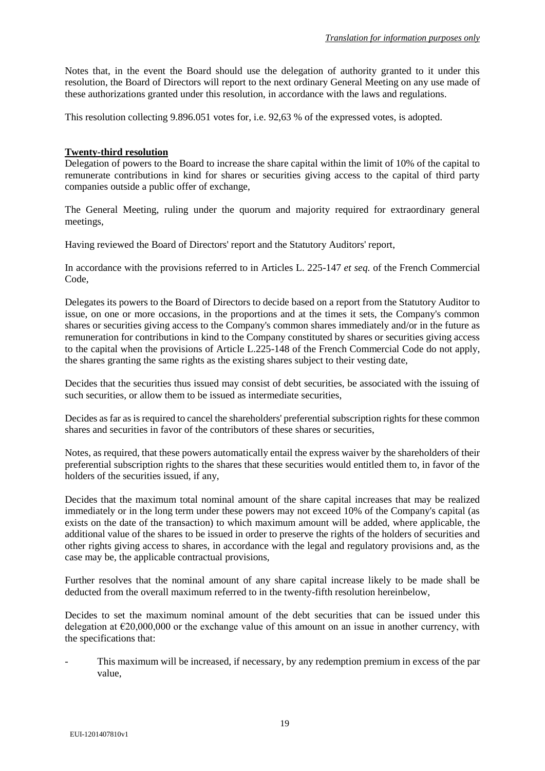Notes that, in the event the Board should use the delegation of authority granted to it under this resolution, the Board of Directors will report to the next ordinary General Meeting on any use made of these authorizations granted under this resolution, in accordance with the laws and regulations.

This resolution collecting 9.896.051 votes for, i.e. 92,63 % of the expressed votes, is adopted.

**Twenty-third resolution**

Delegation of powers to the Board to increase the share capital within the limit of 10% of the capital to remunerate contributions in kind for shares or securities giving access to the capital of third party companies outside a public offer of exchange,

The General Meeting, ruling under the quorum and majority required for extraordinary general meetings,

Having reviewed the Board of Directors' report and the Statutory Auditors' report,

In accordance with the provisions referred to in Articles L. 225-147 *et seq.* of the French Commercial Code,

Delegates its powers to the Board of Directors to decide based on a report from the Statutory Auditor to issue, on one or more occasions, in the proportions and at the times it sets, the Company's common shares or securities giving access to the Company's common shares immediately and/or in the future as remuneration for contributions in kind to the Company constituted by shares or securities giving access to the capital when the provisions of Article L.225-148 of the French Commercial Code do not apply, the shares granting the same rights as the existing shares subject to their vesting date,

Decides that the securities thus issued may consist of debt securities, be associated with the issuing of such securities, or allow them to be issued as intermediate securities,

Decides as far as is required to cancel the shareholders' preferential subscription rights for these common shares and securities in favor of the contributors of these shares or securities,

Notes, as required, that these powers automatically entail the express waiver by the shareholders of their preferential subscription rights to the shares that these securities would entitled them to, in favor of the holders of the securities issued, if any,

Decides that the maximum total nominal amount of the share capital increases that may be realized immediately or in the long term under these powers may not exceed 10% of the Company's capital (as exists on the date of the transaction) to which maximum amount will be added, where applicable, the additional value of the shares to be issued in order to preserve the rights of the holders of securities and other rights giving access to shares, in accordance with the legal and regulatory provisions and, as the case may be, the applicable contractual provisions,

Further resolves that the nominal amount of any share capital increase likely to be made shall be deducted from the overall maximum referred to in the twenty-fifth resolution hereinbelow,

Decides to set the maximum nominal amount of the debt securities that can be issued under this delegation at €20,000,000 or the exchange value of this amount on an issue in another currency, with the specifications that:

- This maximum will be increased, if necessary, by any redemption premium in excess of the par value,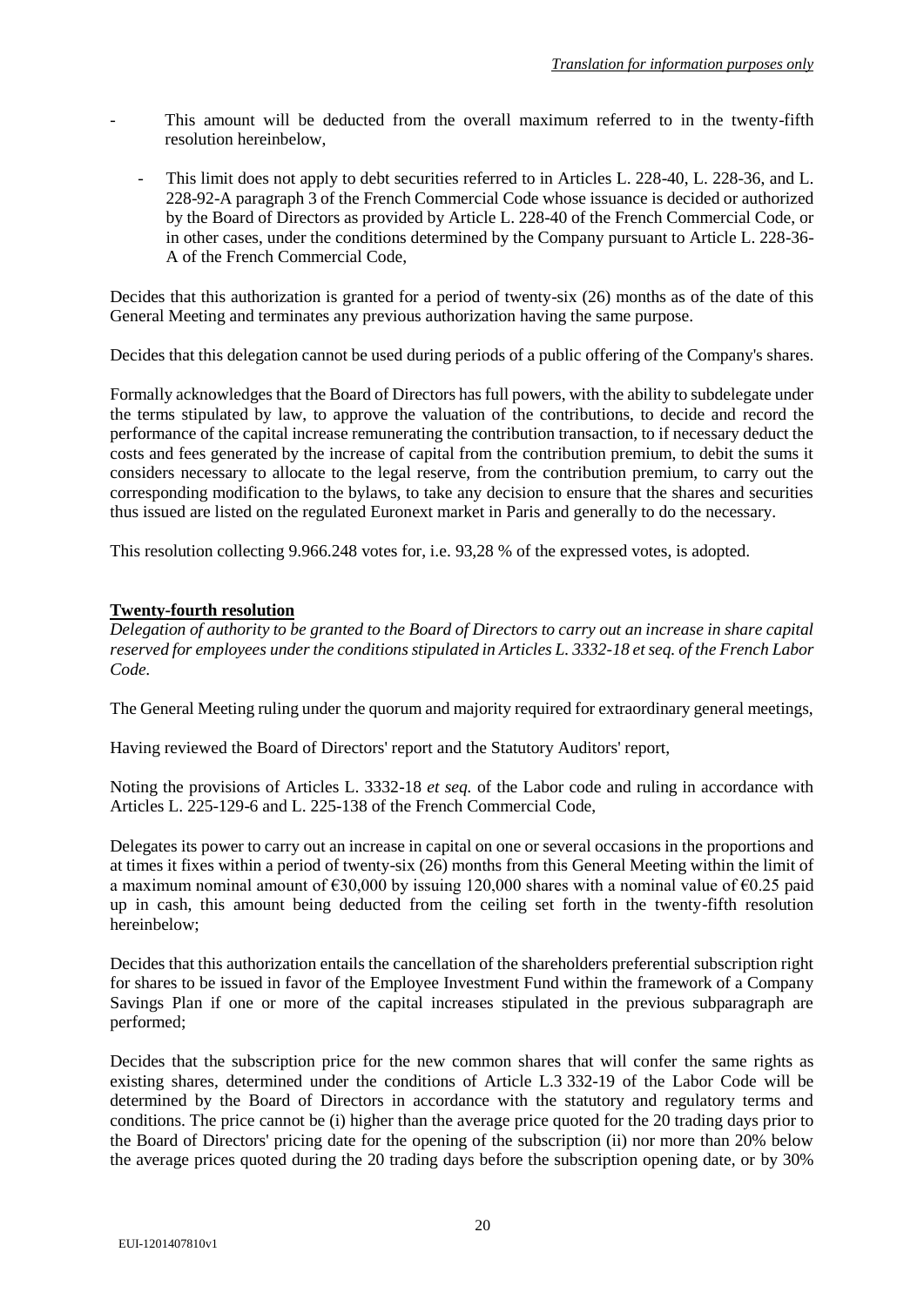- This amount will be deducted from the overall maximum referred to in the twenty-fifth resolution hereinbelow,
  - This limit does not apply to debt securities referred to in Articles L. 228-40, L. 228-36, and L. 228-92-A paragraph 3 of the French Commercial Code whose issuance is decided or authorized by the Board of Directors as provided by Article L. 228-40 of the French Commercial Code, or in other cases, under the conditions determined by the Company pursuant to Article L. 228-36-A of the French Commercial Code,

Decides that this authorization is granted for a period of twenty-six (26) months as of the date of this General Meeting and terminates any previous authorization having the same purpose.

Decides that this delegation cannot be used during periods of a public offering of the Company's shares.

Formally acknowledges that the Board of Directors has full powers, with the ability to subdelegate under the terms stipulated by law, to approve the valuation of the contributions, to decide and record the performance of the capital increase remunerating the contribution transaction, to if necessary deduct the costs and fees generated by the increase of capital from the contribution premium, to debit the sums it considers necessary to allocate to the legal reserve, from the contribution premium, to carry out the corresponding modification to the bylaws, to take any decision to ensure that the shares and securities thus issued are listed on the regulated Euronext market in Paris and generally to do the necessary.

This resolution collecting 9.966.248 votes for, i.e. 93,28 % of the expressed votes, is adopted.

**Twenty-fourth resolution**

*Delegation of authority to be granted to the Board of Directors to carry out an increase in share capital reserved for employees under the conditions stipulated in Articles L. 3332-18 et seq. of the French Labor Code.*

The General Meeting ruling under the quorum and majority required for extraordinary general meetings,

Having reviewed the Board of Directors' report and the Statutory Auditors' report,

Noting the provisions of Articles L. 3332-18 *et seq.* of the Labor code and ruling in accordance with Articles L. 225-129-6 and L. 225-138 of the French Commercial Code,

Delegates its power to carry out an increase in capital on one or several occasions in the proportions and at times it fixes within a period of twenty-six (26) months from this General Meeting within the limit of a maximum nominal amount of €30,000 by issuing 120,000 shares with a nominal value of €0.25 paid up in cash, this amount being deducted from the ceiling set forth in the twenty-fifth resolution hereinbelow;

Decides that this authorization entails the cancellation of the shareholders preferential subscription right for shares to be issued in favor of the Employee Investment Fund within the framework of a Company Savings Plan if one or more of the capital increases stipulated in the previous subparagraph are performed;

Decides that the subscription price for the new common shares that will confer the same rights as existing shares, determined under the conditions of Article L.3 332-19 of the Labor Code will be determined by the Board of Directors in accordance with the statutory and regulatory terms and conditions. The price cannot be (i) higher than the average price quoted for the 20 trading days prior to the Board of Directors' pricing date for the opening of the subscription (ii) nor more than 20% below the average prices quoted during the 20 trading days before the subscription opening date, or by 30%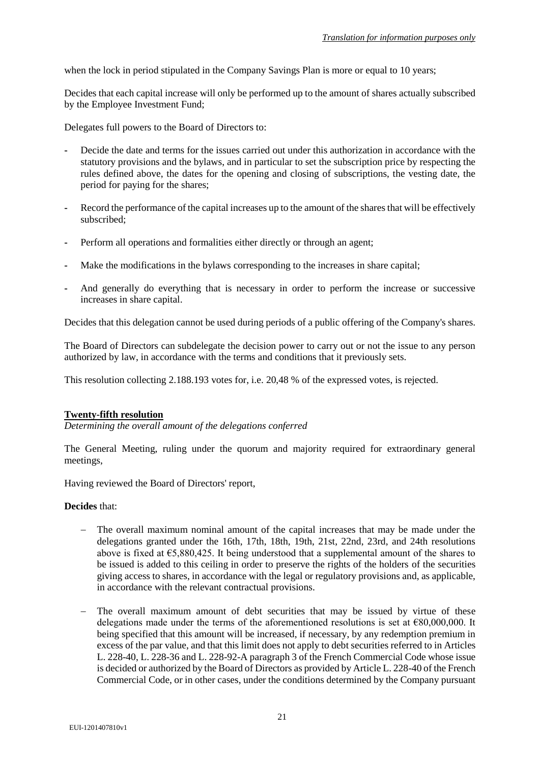when the lock in period stipulated in the Company Savings Plan is more or equal to 10 years;

Decides that each capital increase will only be performed up to the amount of shares actually subscribed by the Employee Investment Fund;

Delegates full powers to the Board of Directors to:

- Decide the date and terms for the issues carried out under this authorization in accordance with the statutory provisions and the bylaws, and in particular to set the subscription price by respecting the rules defined above, the dates for the opening and closing of subscriptions, the vesting date, the period for paying for the shares;
- Record the performance of the capital increases up to the amount of the shares that will be effectively subscribed;
- Perform all operations and formalities either directly or through an agent;
- Make the modifications in the bylaws corresponding to the increases in share capital;
- And generally do everything that is necessary in order to perform the increase or successive increases in share capital.

Decides that this delegation cannot be used during periods of a public offering of the Company's shares.

The Board of Directors can subdelegate the decision power to carry out or not the issue to any person authorized by law, in accordance with the terms and conditions that it previously sets.

This resolution collecting 2.188.193 votes for, i.e. 20,48 % of the expressed votes, is rejected.

## Twenty-fifth resolution

*Determining the overall amount of the delegations conferred*

The General Meeting, ruling under the quorum and majority required for extraordinary general meetings,

Having reviewed the Board of Directors' report,

**Decides** that:

- The overall maximum nominal amount of the capital increases that may be made under the delegations granted under the 16th, 17th, 18th, 19th, 21st, 22nd, 23rd, and 24th resolutions above is fixed at €5,880,425. It being understood that a supplemental amount of the shares to be issued is added to this ceiling in order to preserve the rights of the holders of the securities giving access to shares, in accordance with the legal or regulatory provisions and, as applicable, in accordance with the relevant contractual provisions.
- The overall maximum amount of debt securities that may be issued by virtue of these delegations made under the terms of the aforementioned resolutions is set at €80,000,000. It being specified that this amount will be increased, if necessary, by any redemption premium in excess of the par value, and that this limit does not apply to debt securities referred to in Articles L. 228-40, L. 228-36 and L. 228-92-A paragraph 3 of the French Commercial Code whose issue is decided or authorized by the Board of Directors as provided by Article L. 228-40 of the French Commercial Code, or in other cases, under the conditions determined by the Company pursuant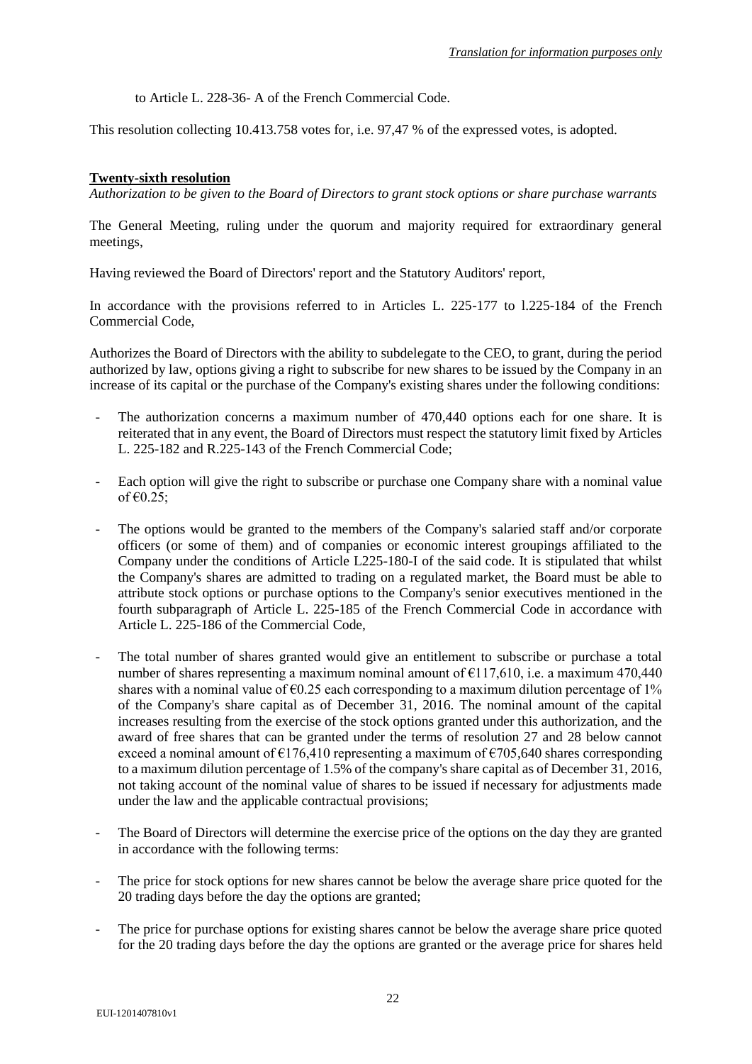to Article L. 228-36- A of the French Commercial Code.

This resolution collecting 10.413.758 votes for, i.e. 97,47 % of the expressed votes, is adopted.

**Twenty-sixth resolution**

*Authorization to be given to the Board of Directors to grant stock options or share purchase warrants*

The General Meeting, ruling under the quorum and majority required for extraordinary general meetings,

Having reviewed the Board of Directors' report and the Statutory Auditors' report,

In accordance with the provisions referred to in Articles L. 225-177 to l.225-184 of the French Commercial Code,

Authorizes the Board of Directors with the ability to subdelegate to the CEO, to grant, during the period authorized by law, options giving a right to subscribe for new shares to be issued by the Company in an increase of its capital or the purchase of the Company's existing shares under the following conditions:

- The authorization concerns a maximum number of 470,440 options each for one share. It is reiterated that in any event, the Board of Directors must respect the statutory limit fixed by Articles L. 225-182 and R.225-143 of the French Commercial Code;
- Each option will give the right to subscribe or purchase one Company share with a nominal value of €0.25;
- The options would be granted to the members of the Company's salaried staff and/or corporate officers (or some of them) and of companies or economic interest groupings affiliated to the Company under the conditions of Article L225-180-I of the said code. It is stipulated that whilst the Company's shares are admitted to trading on a regulated market, the Board must be able to attribute stock options or purchase options to the Company's senior executives mentioned in the fourth subparagraph of Article L. 225-185 of the French Commercial Code in accordance with Article L. 225-186 of the Commercial Code,
- The total number of shares granted would give an entitlement to subscribe or purchase a total number of shares representing a maximum nominal amount of €117,610, i.e. a maximum 470,440 shares with a nominal value of €0.25 each corresponding to a maximum dilution percentage of 1% of the Company's share capital as of December 31, 2016. The nominal amount of the capital increases resulting from the exercise of the stock options granted under this authorization, and the award of free shares that can be granted under the terms of resolution 27 and 28 below cannot exceed a nominal amount of €176,410 representing a maximum of €705,640 shares corresponding to a maximum dilution percentage of 1.5% of the company's share capital as of December 31, 2016, not taking account of the nominal value of shares to be issued if necessary for adjustments made under the law and the applicable contractual provisions;
- The Board of Directors will determine the exercise price of the options on the day they are granted in accordance with the following terms:
- The price for stock options for new shares cannot be below the average share price quoted for the 20 trading days before the day the options are granted;
- The price for purchase options for existing shares cannot be below the average share price quoted for the 20 trading days before the day the options are granted or the average price for shares held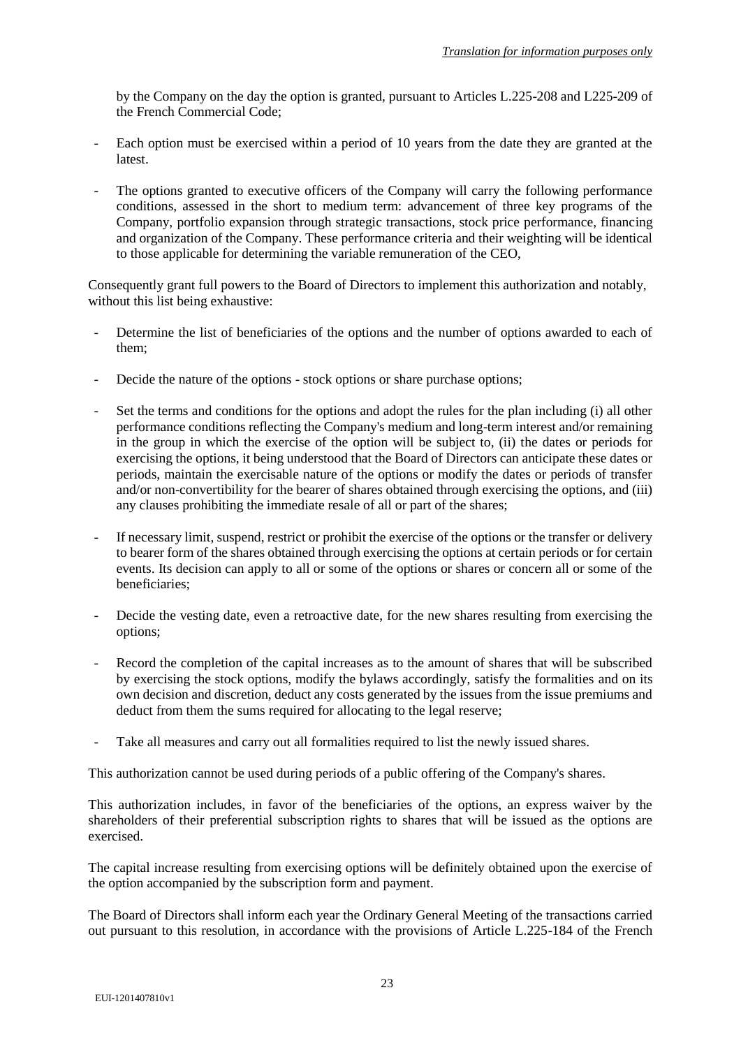by the Company on the day the option is granted, pursuant to Articles L.225-208 and L225-209 of the French Commercial Code;

- Each option must be exercised within a period of 10 years from the date they are granted at the latest.
- The options granted to executive officers of the Company will carry the following performance conditions, assessed in the short to medium term: advancement of three key programs of the Company, portfolio expansion through strategic transactions, stock price performance, financing and organization of the Company. These performance criteria and their weighting will be identical to those applicable for determining the variable remuneration of the CEO,

Consequently grant full powers to the Board of Directors to implement this authorization and notably, without this list being exhaustive:

- Determine the list of beneficiaries of the options and the number of options awarded to each of them;
- Decide the nature of the options - stock options or share purchase options;
- Set the terms and conditions for the options and adopt the rules for the plan including (i) all other performance conditions reflecting the Company's medium and long-term interest and/or remaining in the group in which the exercise of the option will be subject to, (ii) the dates or periods for exercising the options, it being understood that the Board of Directors can anticipate these dates or periods, maintain the exercisable nature of the options or modify the dates or periods of transfer and/or non-convertibility for the bearer of shares obtained through exercising the options, and (iii) any clauses prohibiting the immediate resale of all or part of the shares;
- If necessary limit, suspend, restrict or prohibit the exercise of the options or the transfer or delivery to bearer form of the shares obtained through exercising the options at certain periods or for certain events. Its decision can apply to all or some of the options or shares or concern all or some of the beneficiaries;
- Decide the vesting date, even a retroactive date, for the new shares resulting from exercising the options;
- Record the completion of the capital increases as to the amount of shares that will be subscribed by exercising the stock options, modify the bylaws accordingly, satisfy the formalities and on its own decision and discretion, deduct any costs generated by the issues from the issue premiums and deduct from them the sums required for allocating to the legal reserve;
- Take all measures and carry out all formalities required to list the newly issued shares.

This authorization cannot be used during periods of a public offering of the Company's shares.

This authorization includes, in favor of the beneficiaries of the options, an express waiver by the shareholders of their preferential subscription rights to shares that will be issued as the options are exercised.

The capital increase resulting from exercising options will be definitely obtained upon the exercise of the option accompanied by the subscription form and payment.

The Board of Directors shall inform each year the Ordinary General Meeting of the transactions carried out pursuant to this resolution, in accordance with the provisions of Article L.225-184 of the French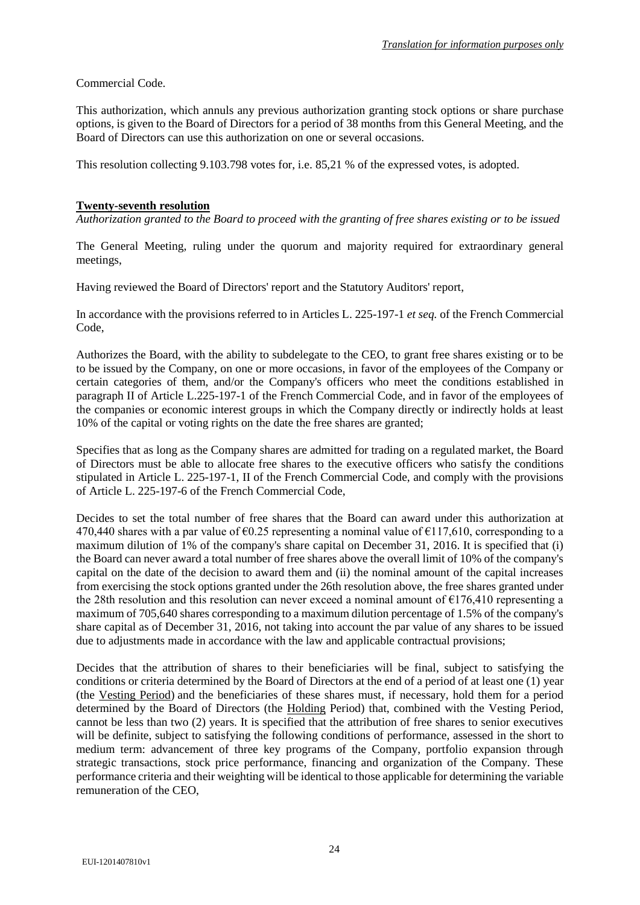Commercial Code.

This authorization, which annuls any previous authorization granting stock options or share purchase options, is given to the Board of Directors for a period of 38 months from this General Meeting, and the Board of Directors can use this authorization on one or several occasions.

This resolution collecting 9.103.798 votes for, i.e. 85,21 % of the expressed votes, is adopted.

**Twenty-seventh resolution**

*Authorization granted to the Board to proceed with the granting of free shares existing or to be issued*

The General Meeting, ruling under the quorum and majority required for extraordinary general meetings,

Having reviewed the Board of Directors' report and the Statutory Auditors' report,

In accordance with the provisions referred to in Articles L. 225-197-1 *et seq.* of the French Commercial Code,

Authorizes the Board, with the ability to subdelegate to the CEO, to grant free shares existing or to be to be issued by the Company, on one or more occasions, in favor of the employees of the Company or certain categories of them, and/or the Company's officers who meet the conditions established in paragraph II of Article L.225-197-1 of the French Commercial Code, and in favor of the employees of the companies or economic interest groups in which the Company directly or indirectly holds at least 10% of the capital or voting rights on the date the free shares are granted;

Specifies that as long as the Company shares are admitted for trading on a regulated market, the Board of Directors must be able to allocate free shares to the executive officers who satisfy the conditions stipulated in Article L. 225-197-1, II of the French Commercial Code, and comply with the provisions of Article L. 225-197-6 of the French Commercial Code,

Decides to set the total number of free shares that the Board can award under this authorization at 470,440 shares with a par value of €0.25 representing a nominal value of €117,610, corresponding to a maximum dilution of 1% of the company's share capital on December 31, 2016. It is specified that (i) the Board can never award a total number of free shares above the overall limit of 10% of the company's capital on the date of the decision to award them and (ii) the nominal amount of the capital increases from exercising the stock options granted under the 26th resolution above, the free shares granted under the 28th resolution and this resolution can never exceed a nominal amount of €176,410 representing a maximum of 705,640 shares corresponding to a maximum dilution percentage of 1.5% of the company's share capital as of December 31, 2016, not taking into account the par value of any shares to be issued due to adjustments made in accordance with the law and applicable contractual provisions;

Decides that the attribution of shares to their beneficiaries will be final, subject to satisfying the conditions or criteria determined by the Board of Directors at the end of a period of at least one (1) year (the Vesting Period) and the beneficiaries of these shares must, if necessary, hold them for a period determined by the Board of Directors (the Holding Period) that, combined with the Vesting Period, cannot be less than two (2) years. It is specified that the attribution of free shares to senior executives will be definite, subject to satisfying the following conditions of performance, assessed in the short to medium term: advancement of three key programs of the Company, portfolio expansion through strategic transactions, stock price performance, financing and organization of the Company. These performance criteria and their weighting will be identical to those applicable for determining the variable remuneration of the CEO,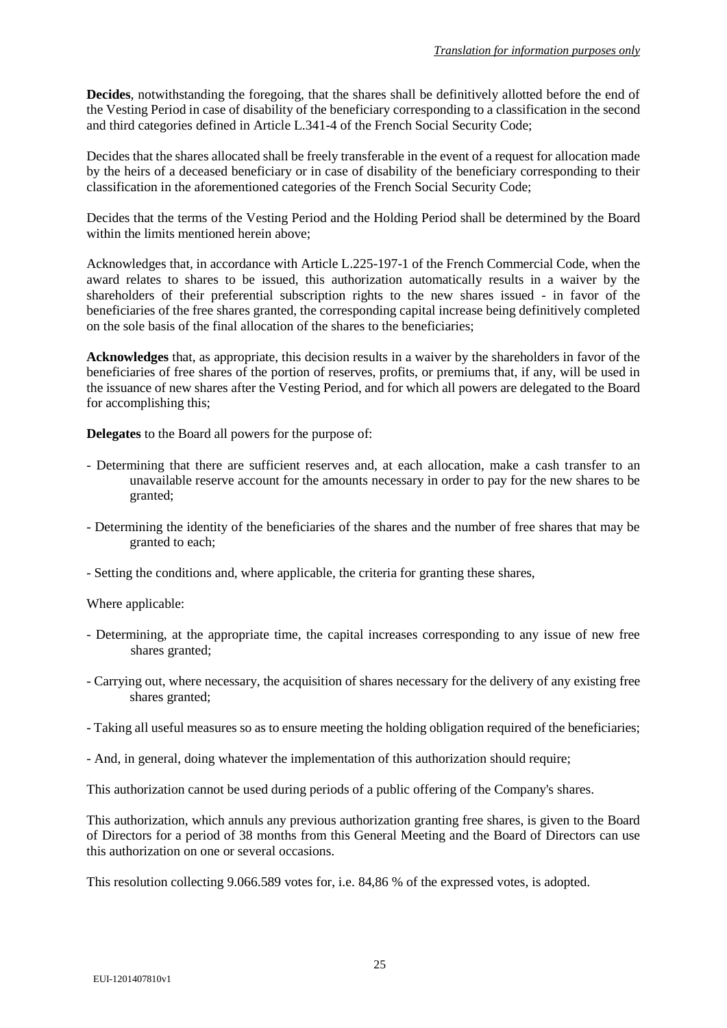**Decides**, notwithstanding the foregoing, that the shares shall be definitively allotted before the end of the Vesting Period in case of disability of the beneficiary corresponding to a classification in the second and third categories defined in Article L.341-4 of the French Social Security Code;

Decides that the shares allocated shall be freely transferable in the event of a request for allocation made by the heirs of a deceased beneficiary or in case of disability of the beneficiary corresponding to their classification in the aforementioned categories of the French Social Security Code;

Decides that the terms of the Vesting Period and the Holding Period shall be determined by the Board within the limits mentioned herein above;

Acknowledges that, in accordance with Article L.225-197-1 of the French Commercial Code, when the award relates to shares to be issued, this authorization automatically results in a waiver by the shareholders of their preferential subscription rights to the new shares issued - in favor of the beneficiaries of the free shares granted, the corresponding capital increase being definitively completed on the sole basis of the final allocation of the shares to the beneficiaries;

**Acknowledges** that, as appropriate, this decision results in a waiver by the shareholders in favor of the beneficiaries of free shares of the portion of reserves, profits, or premiums that, if any, will be used in the issuance of new shares after the Vesting Period, and for which all powers are delegated to the Board for accomplishing this;

**Delegates** to the Board all powers for the purpose of:

- Determining that there are sufficient reserves and, at each allocation, make a cash transfer to an unavailable reserve account for the amounts necessary in order to pay for the new shares to be granted;

- Determining the identity of the beneficiaries of the shares and the number of free shares that may be granted to each;

- Setting the conditions and, where applicable, the criteria for granting these shares,

Where applicable:

- Determining, at the appropriate time, the capital increases corresponding to any issue of new free shares granted;

- Carrying out, where necessary, the acquisition of shares necessary for the delivery of any existing free shares granted;

- Taking all useful measures so as to ensure meeting the holding obligation required of the beneficiaries;

- And, in general, doing whatever the implementation of this authorization should require;

This authorization cannot be used during periods of a public offering of the Company's shares.

This authorization, which annuls any previous authorization granting free shares, is given to the Board of Directors for a period of 38 months from this General Meeting and the Board of Directors can use this authorization on one or several occasions.

This resolution collecting 9.066.589 votes for, i.e. 84,86 % of the expressed votes, is adopted.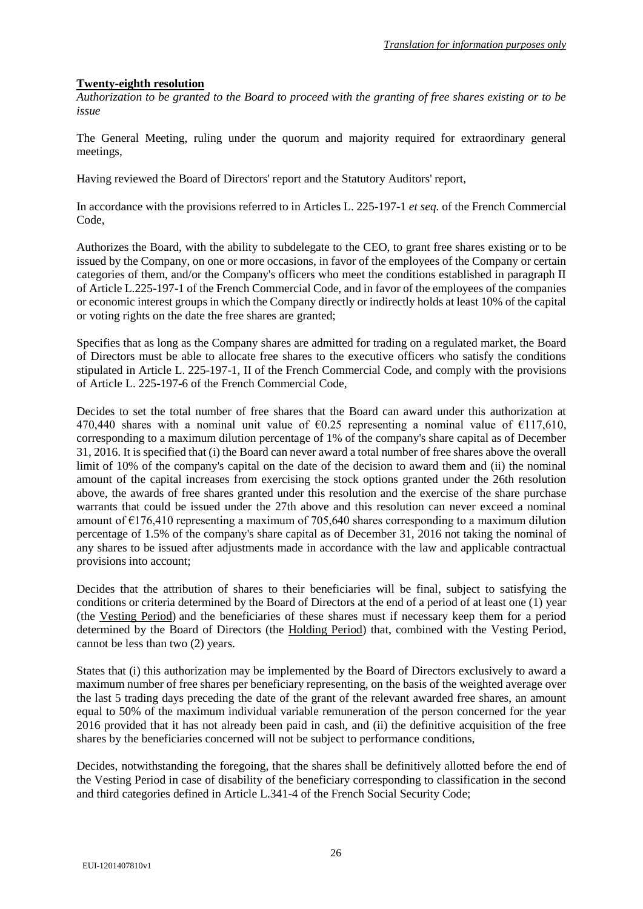**Twenty-eighth resolution**

*Authorization to be granted to the Board to proceed with the granting of free shares existing or to be issue*

The General Meeting, ruling under the quorum and majority required for extraordinary general meetings,

Having reviewed the Board of Directors' report and the Statutory Auditors' report,

In accordance with the provisions referred to in Articles L. 225-197-1 *et seq.* of the French Commercial Code,

Authorizes the Board, with the ability to subdelegate to the CEO, to grant free shares existing or to be issued by the Company, on one or more occasions, in favor of the employees of the Company or certain categories of them, and/or the Company's officers who meet the conditions established in paragraph II of Article L.225-197-1 of the French Commercial Code, and in favor of the employees of the companies or economic interest groups in which the Company directly or indirectly holds at least 10% of the capital or voting rights on the date the free shares are granted;

Specifies that as long as the Company shares are admitted for trading on a regulated market, the Board of Directors must be able to allocate free shares to the executive officers who satisfy the conditions stipulated in Article L. 225-197-1, II of the French Commercial Code, and comply with the provisions of Article L. 225-197-6 of the French Commercial Code,

Decides to set the total number of free shares that the Board can award under this authorization at 470,440 shares with a nominal unit value of €0.25 representing a nominal value of €117,610, corresponding to a maximum dilution percentage of 1% of the company's share capital as of December 31, 2016. It is specified that (i) the Board can never award a total number of free shares above the overall limit of 10% of the company's capital on the date of the decision to award them and (ii) the nominal amount of the capital increases from exercising the stock options granted under the 26th resolution above, the awards of free shares granted under this resolution and the exercise of the share purchase warrants that could be issued under the 27th above and this resolution can never exceed a nominal amount of €176,410 representing a maximum of 705,640 shares corresponding to a maximum dilution percentage of 1.5% of the company's share capital as of December 31, 2016 not taking the nominal of any shares to be issued after adjustments made in accordance with the law and applicable contractual provisions into account;

Decides that the attribution of shares to their beneficiaries will be final, subject to satisfying the conditions or criteria determined by the Board of Directors at the end of a period of at least one (1) year (the Vesting Period) and the beneficiaries of these shares must if necessary keep them for a period determined by the Board of Directors (the Holding Period) that, combined with the Vesting Period, cannot be less than two (2) years.

States that (i) this authorization may be implemented by the Board of Directors exclusively to award a maximum number of free shares per beneficiary representing, on the basis of the weighted average over the last 5 trading days preceding the date of the grant of the relevant awarded free shares, an amount equal to 50% of the maximum individual variable remuneration of the person concerned for the year 2016 provided that it has not already been paid in cash, and (ii) the definitive acquisition of the free shares by the beneficiaries concerned will not be subject to performance conditions,

Decides, notwithstanding the foregoing, that the shares shall be definitively allotted before the end of the Vesting Period in case of disability of the beneficiary corresponding to classification in the second and third categories defined in Article L.341-4 of the French Social Security Code;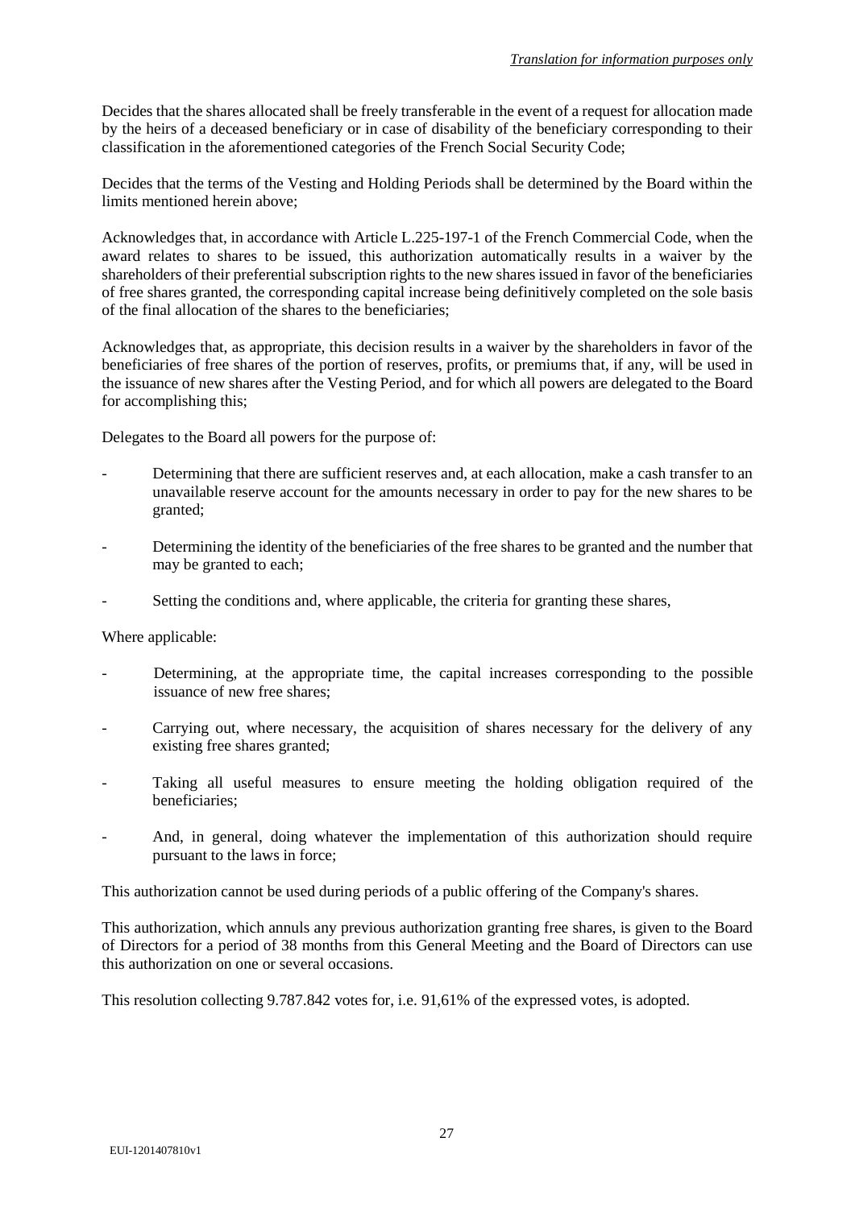Decides that the shares allocated shall be freely transferable in the event of a request for allocation made by the heirs of a deceased beneficiary or in case of disability of the beneficiary corresponding to their classification in the aforementioned categories of the French Social Security Code;

Decides that the terms of the Vesting and Holding Periods shall be determined by the Board within the limits mentioned herein above;

Acknowledges that, in accordance with Article L.225-197-1 of the French Commercial Code, when the award relates to shares to be issued, this authorization automatically results in a waiver by the shareholders of their preferential subscription rights to the new shares issued in favor of the beneficiaries of free shares granted, the corresponding capital increase being definitively completed on the sole basis of the final allocation of the shares to the beneficiaries;

Acknowledges that, as appropriate, this decision results in a waiver by the shareholders in favor of the beneficiaries of free shares of the portion of reserves, profits, or premiums that, if any, will be used in the issuance of new shares after the Vesting Period, and for which all powers are delegated to the Board for accomplishing this;

Delegates to the Board all powers for the purpose of:

- Determining that there are sufficient reserves and, at each allocation, make a cash transfer to an unavailable reserve account for the amounts necessary in order to pay for the new shares to be granted;
- Determining the identity of the beneficiaries of the free shares to be granted and the number that may be granted to each;
- Setting the conditions and, where applicable, the criteria for granting these shares,

Where applicable:

- Determining, at the appropriate time, the capital increases corresponding to the possible issuance of new free shares;
- Carrying out, where necessary, the acquisition of shares necessary for the delivery of any existing free shares granted;
- Taking all useful measures to ensure meeting the holding obligation required of the beneficiaries;
- And, in general, doing whatever the implementation of this authorization should require pursuant to the laws in force;

This authorization cannot be used during periods of a public offering of the Company's shares.

This authorization, which annuls any previous authorization granting free shares, is given to the Board of Directors for a period of 38 months from this General Meeting and the Board of Directors can use this authorization on one or several occasions.

This resolution collecting 9.787.842 votes for, i.e. 91,61% of the expressed votes, is adopted.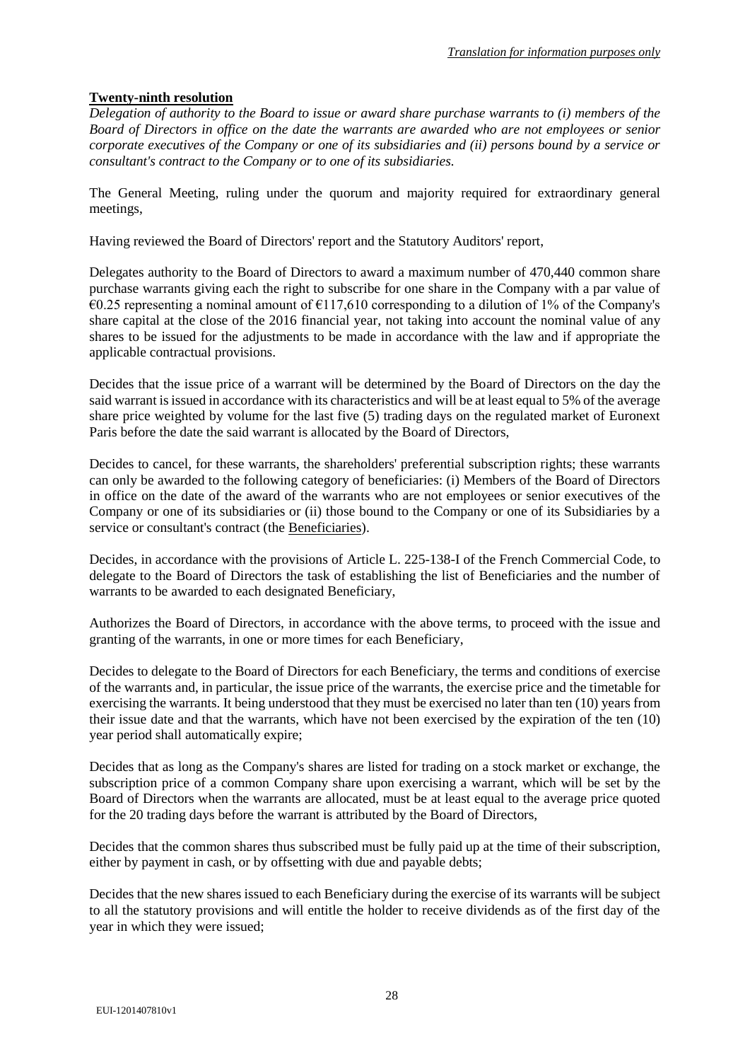**Twenty-ninth resolution**

*Delegation of authority to the Board to issue or award share purchase warrants to (i) members of the Board of Directors in office on the date the warrants are awarded who are not employees or senior corporate executives of the Company or one of its subsidiaries and (ii) persons bound by a service or consultant's contract to the Company or to one of its subsidiaries.*

The General Meeting, ruling under the quorum and majority required for extraordinary general meetings,

Having reviewed the Board of Directors' report and the Statutory Auditors' report,

Delegates authority to the Board of Directors to award a maximum number of 470,440 common share purchase warrants giving each the right to subscribe for one share in the Company with a par value of €0.25 representing a nominal amount of €117,610 corresponding to a dilution of 1% of the Company's share capital at the close of the 2016 financial year, not taking into account the nominal value of any shares to be issued for the adjustments to be made in accordance with the law and if appropriate the applicable contractual provisions.

Decides that the issue price of a warrant will be determined by the Board of Directors on the day the said warrant is issued in accordance with its characteristics and will be at least equal to 5% of the average share price weighted by volume for the last five (5) trading days on the regulated market of Euronext Paris before the date the said warrant is allocated by the Board of Directors,

Decides to cancel, for these warrants, the shareholders' preferential subscription rights; these warrants can only be awarded to the following category of beneficiaries: (i) Members of the Board of Directors in office on the date of the award of the warrants who are not employees or senior executives of the Company or one of its subsidiaries or (ii) those bound to the Company or one of its Subsidiaries by a service or consultant's contract (the Beneficiaries).

Decides, in accordance with the provisions of Article L. 225-138-I of the French Commercial Code, to delegate to the Board of Directors the task of establishing the list of Beneficiaries and the number of warrants to be awarded to each designated Beneficiary,

Authorizes the Board of Directors, in accordance with the above terms, to proceed with the issue and granting of the warrants, in one or more times for each Beneficiary,

Decides to delegate to the Board of Directors for each Beneficiary, the terms and conditions of exercise of the warrants and, in particular, the issue price of the warrants, the exercise price and the timetable for exercising the warrants. It being understood that they must be exercised no later than ten (10) years from their issue date and that the warrants, which have not been exercised by the expiration of the ten (10) year period shall automatically expire;

Decides that as long as the Company's shares are listed for trading on a stock market or exchange, the subscription price of a common Company share upon exercising a warrant, which will be set by the Board of Directors when the warrants are allocated, must be at least equal to the average price quoted for the 20 trading days before the warrant is attributed by the Board of Directors,

Decides that the common shares thus subscribed must be fully paid up at the time of their subscription, either by payment in cash, or by offsetting with due and payable debts;

Decides that the new shares issued to each Beneficiary during the exercise of its warrants will be subject to all the statutory provisions and will entitle the holder to receive dividends as of the first day of the year in which they were issued;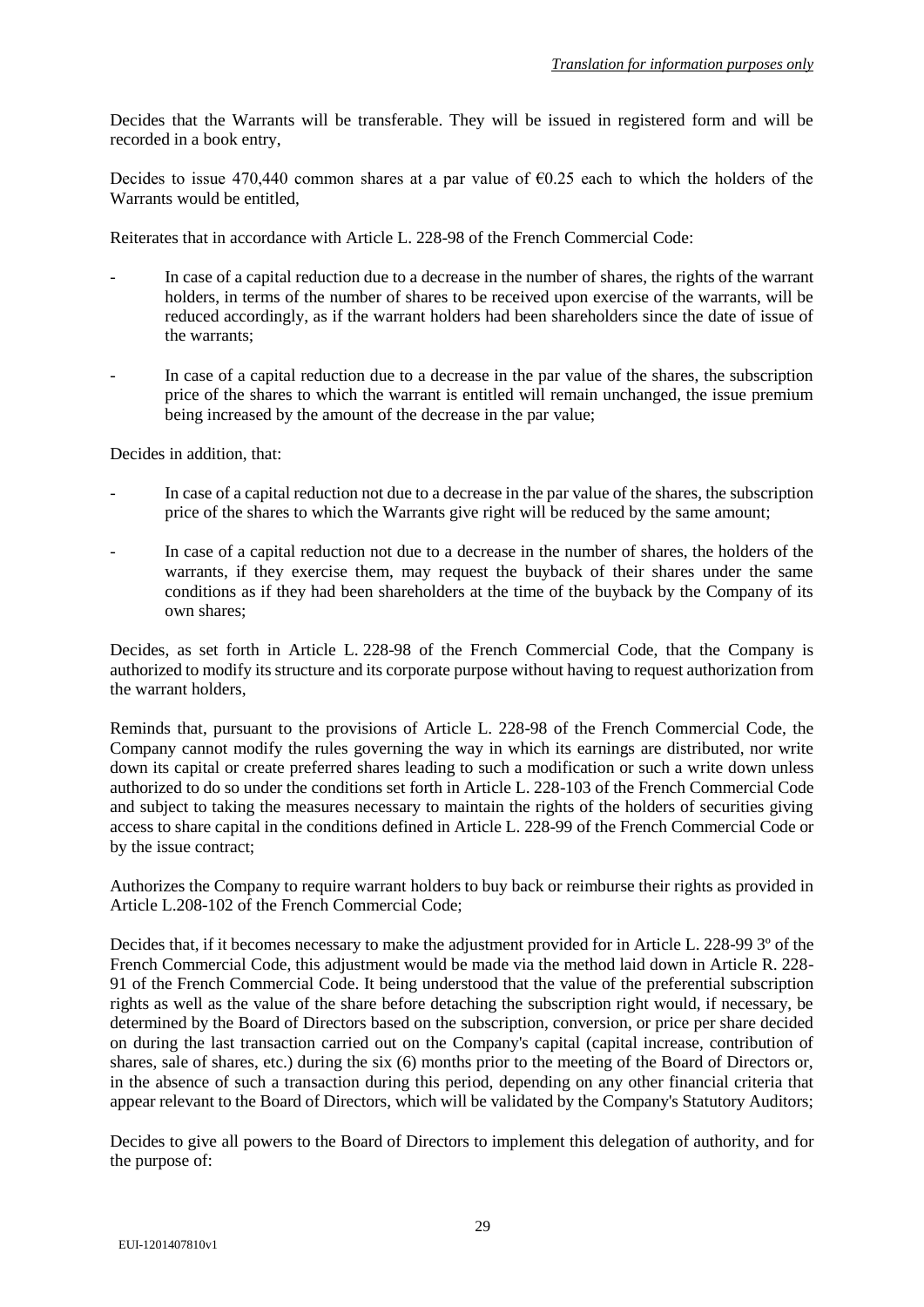Decides that the Warrants will be transferable. They will be issued in registered form and will be recorded in a book entry,

Decides to issue 470,440 common shares at a par value of €0.25 each to which the holders of the Warrants would be entitled,

Reiterates that in accordance with Article L. 228-98 of the French Commercial Code:

- In case of a capital reduction due to a decrease in the number of shares, the rights of the warrant holders, in terms of the number of shares to be received upon exercise of the warrants, will be reduced accordingly, as if the warrant holders had been shareholders since the date of issue of the warrants;
- In case of a capital reduction due to a decrease in the par value of the shares, the subscription price of the shares to which the warrant is entitled will remain unchanged, the issue premium being increased by the amount of the decrease in the par value;

Decides in addition, that:

- In case of a capital reduction not due to a decrease in the par value of the shares, the subscription price of the shares to which the Warrants give right will be reduced by the same amount;
- In case of a capital reduction not due to a decrease in the number of shares, the holders of the warrants, if they exercise them, may request the buyback of their shares under the same conditions as if they had been shareholders at the time of the buyback by the Company of its own shares;

Decides, as set forth in Article L. 228-98 of the French Commercial Code, that the Company is authorized to modify its structure and its corporate purpose without having to request authorization from the warrant holders,

Reminds that, pursuant to the provisions of Article L. 228-98 of the French Commercial Code, the Company cannot modify the rules governing the way in which its earnings are distributed, nor write down its capital or create preferred shares leading to such a modification or such a write down unless authorized to do so under the conditions set forth in Article L. 228-103 of the French Commercial Code and subject to taking the measures necessary to maintain the rights of the holders of securities giving access to share capital in the conditions defined in Article L. 228-99 of the French Commercial Code or by the issue contract;

Authorizes the Company to require warrant holders to buy back or reimburse their rights as provided in Article L.208-102 of the French Commercial Code;

Decides that, if it becomes necessary to make the adjustment provided for in Article L. 228-99 3º of the French Commercial Code, this adjustment would be made via the method laid down in Article R. 228-91 of the French Commercial Code. It being understood that the value of the preferential subscription rights as well as the value of the share before detaching the subscription right would, if necessary, be determined by the Board of Directors based on the subscription, conversion, or price per share decided on during the last transaction carried out on the Company's capital (capital increase, contribution of shares, sale of shares, etc.) during the six (6) months prior to the meeting of the Board of Directors or, in the absence of such a transaction during this period, depending on any other financial criteria that appear relevant to the Board of Directors, which will be validated by the Company's Statutory Auditors;

Decides to give all powers to the Board of Directors to implement this delegation of authority, and for the purpose of: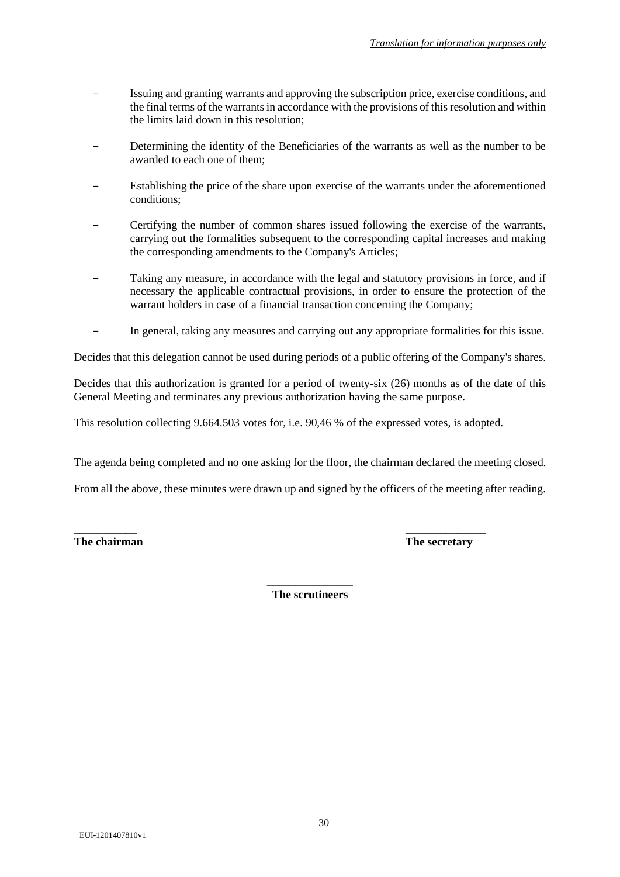- Issuing and granting warrants and approving the subscription price, exercise conditions, and the final terms of the warrants in accordance with the provisions of this resolution and within the limits laid down in this resolution;
- Determining the identity of the Beneficiaries of the warrants as well as the number to be awarded to each one of them;
- Establishing the price of the share upon exercise of the warrants under the aforementioned conditions;
- Certifying the number of common shares issued following the exercise of the warrants, carrying out the formalities subsequent to the corresponding capital increases and making the corresponding amendments to the Company's Articles;
- Taking any measure, in accordance with the legal and statutory provisions in force, and if necessary the applicable contractual provisions, in order to ensure the protection of the warrant holders in case of a financial transaction concerning the Company;
- In general, taking any measures and carrying out any appropriate formalities for this issue.

Decides that this delegation cannot be used during periods of a public offering of the Company's shares.

Decides that this authorization is granted for a period of twenty-six (26) months as of the date of this General Meeting and terminates any previous authorization having the same purpose.

This resolution collecting 9.664.503 votes for, i.e. 90,46 % of the expressed votes, is adopted.

The agenda being completed and no one asking for the floor, the chairman declared the meeting closed.

From all the above, these minutes were drawn up and signed by the officers of the meeting after reading.

**The chairman** **The secretary**

**The scrutineers**